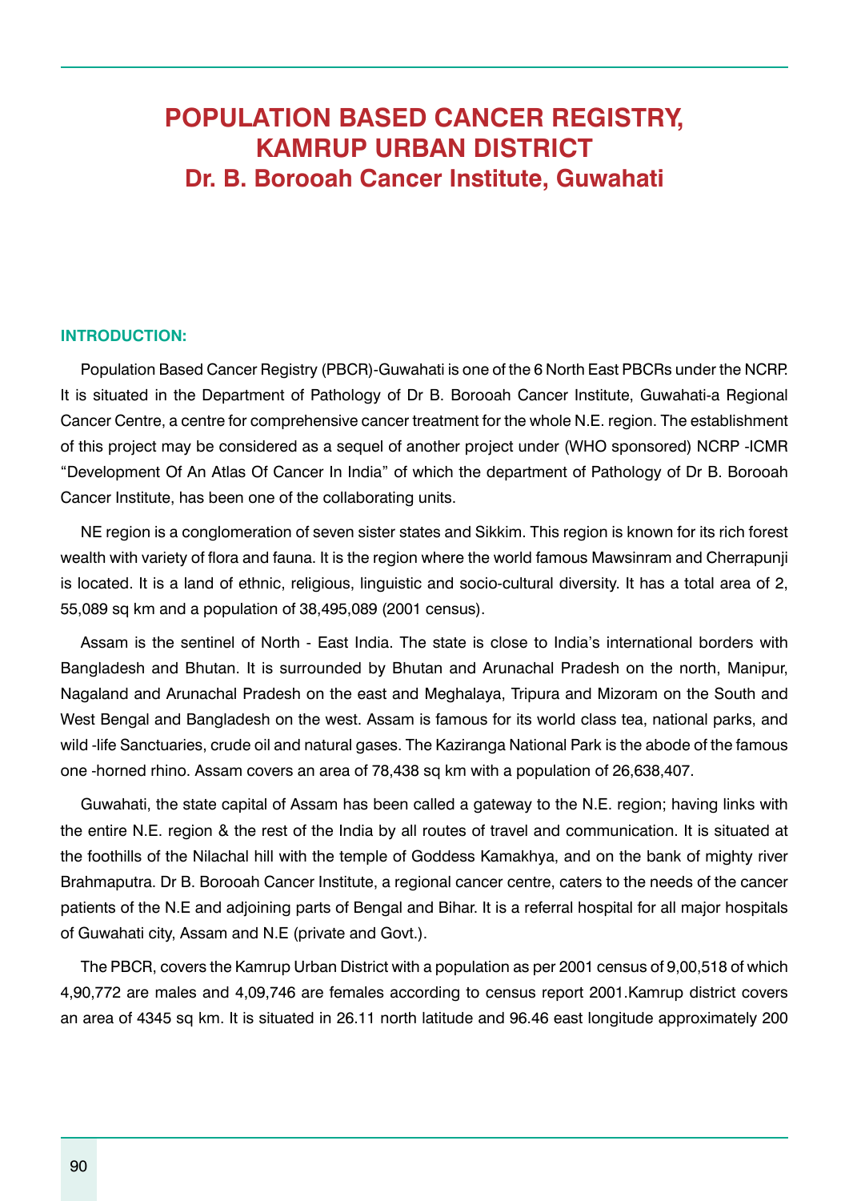# POPULATION BASED CANCER REGISTRY, KAMRUP URBAN DISTRICT

## Dr. B. Borooah Cancer Institute, Guwahati

### INTRODUCTION:

Population Based Cancer Registry (PBCR)-Guwahati is one of the 6 North East PBCRs under the NCRP. It is situated in the Department of Pathology of Dr B. Borooah Cancer Institute, Guwahati-a Regional Cancer Centre, a centre for comprehensive cancer treatment for the whole N.E. region. The establishment of this project may be considered as a sequel of another project under (WHO sponsored) NCRP -ICMR "Development Of An Atlas Of Cancer In India" of which the department of Pathology of Dr B. Borooah Cancer Institute, has been one of the collaborating units.

NE region is a conglomeration of seven sister states and Sikkim. This region is known for its rich forest wealth with variety of flora and fauna. It is the region where the world famous Mawsinram and Cherrapunji is located. It is a land of ethnic, religious, linguistic and socio-cultural diversity. It has a total area of 2, 55,089 sq km and a population of 38,495,089 (2001 census).

Assam is the sentinel of North - East India. The state is close to India's international borders with Bangladesh and Bhutan. It is surrounded by Bhutan and Arunachal Pradesh on the north, Manipur, Nagaland and Arunachal Pradesh on the east and Meghalaya, Tripura and Mizoram on the South and West Bengal and Bangladesh on the west. Assam is famous for its world class tea, national parks, and wild -life Sanctuaries, crude oil and natural gases. The Kaziranga National Park is the abode of the famous one -horned rhino. Assam covers an area of 78,438 sq km with a population of 26,638,407.

Guwahati, the state capital of Assam has been called a gateway to the N.E. region; having links with the entire N.E. region & the rest of the India by all routes of travel and communication. It is situated at the foothills of the Nilachal hill with the temple of Goddess Kamakhya, and on the bank of mighty river Brahmaputra. Dr B. Borooah Cancer Institute, a regional cancer centre, caters to the needs of the cancer patients of the N.E and adjoining parts of Bengal and Bihar. It is a referral hospital for all major hospitals of Guwahati city, Assam and N.E (private and Govt.).

The PBCR, covers the Kamrup Urban District with a population as per 2001 census of 9,00,518 of which 4,90,772 are males and 4,09,746 are females according to census report 2001.Kamrup district covers an area of 4345 sq km. It is situated in 26.11 north latitude and 96.46 east longitude approximately 200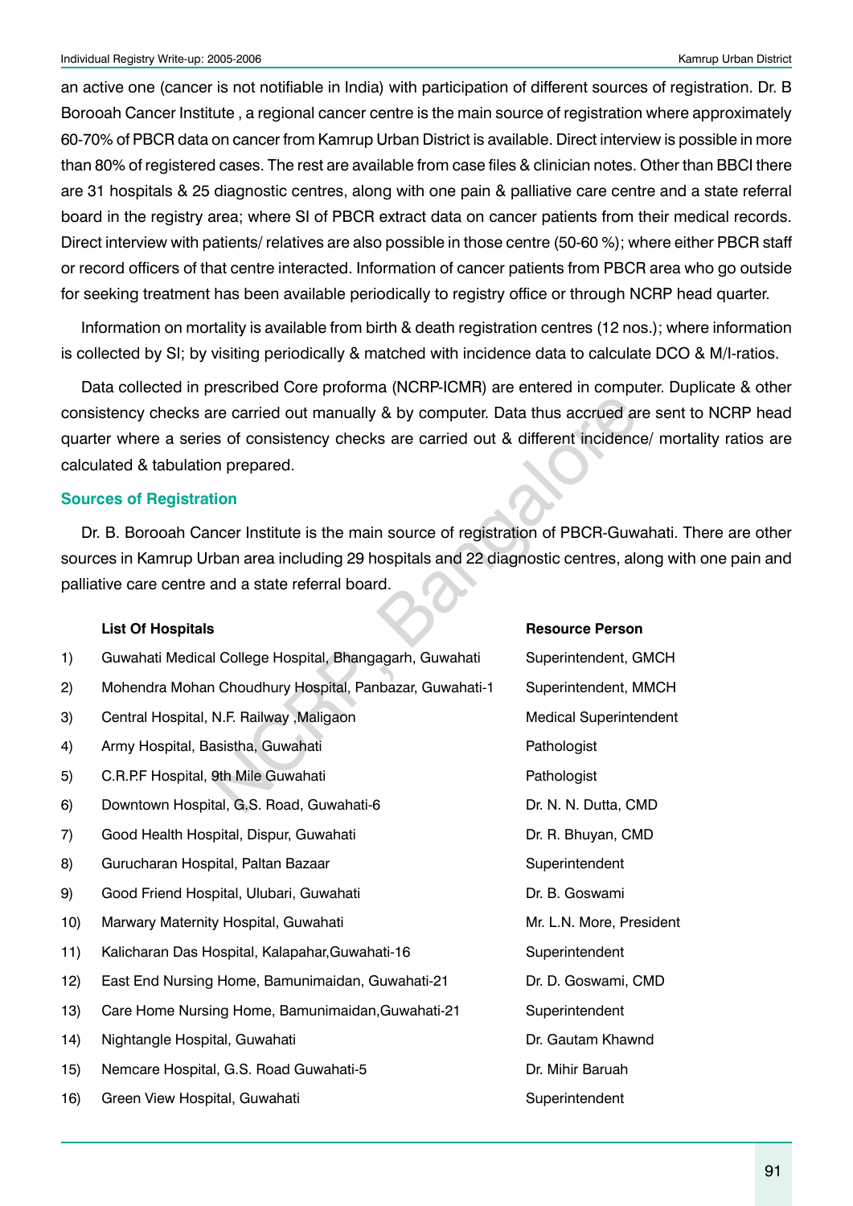an active one (cancer is not notifiable in India) with participation of different sources of registration. Dr. B Borooah Cancer Institute , a regional cancer centre is the main source of registration where approximately 60-70% of PBCR data on cancer from Kamrup Urban District is available. Direct interview is possible in more than 80% of registered cases. The rest are available from case files & clinician notes. Other than BBCI there are 31 hospitals & 25 diagnostic centres, along with one pain & palliative care centre and a state referral board in the registry area; where SI of PBCR extract data on cancer patients from their medical records. Direct interview with patients/ relatives are also possible in those centre (50-60 %); where either PBCR staff or record officers of that centre interacted. Information of cancer patients from PBCR area who go outside for seeking treatment has been available periodically to registry office or through NCRP head quarter.

Information on mortality is available from birth & death registration centres (12 nos.); where information is collected by SI; by visiting periodically & matched with incidence data to calculate DCO & M/I-ratios.

Data collected in prescribed Core proforma (NCRP-ICMR) are entered in computer. Duplicate & other consistency checks are carried out manually & by computer. Data thus accrued are sent to NCRP head quarter where a series of consistency checks are carried out & different incidence/ mortality ratios are calculated & tabulation prepared.

## Sources of Registration

Dr. B. Borooah Cancer Institute is the main source of registration of PBCR-Guwahati. There are other sources in Kamrup Urban area including 29 hospitals and 22 diagnostic centres, along with one pain and palliative care centre and a state referral board.

| | List Of Hospitals | Resource Person |
|---|---|---|
| 1) | Guwahati Medical College Hospital, Bhangagarh, Guwahati | Superintendent, GMCH |
| 2) | Mohendra Mohan Choudhury Hospital, Panbazar, Guwahati-1 | Superintendent, MMCH |
| 3) | Central Hospital, N.F. Railway ,Maligaon | Medical Superintendent |
| 4) | Army Hospital, Basistha, Guwahati | Pathologist |
| 5) | C.R.P.F Hospital, 9th Mile Guwahati | Pathologist |
| 6) | Downtown Hospital, G.S. Road, Guwahati-6 | Dr. N. N. Dutta, CMD |
| 7) | Good Health Hospital, Dispur, Guwahati | Dr. R. Bhuyan, CMD |
| 8) | Gurucharan Hospital, Paltan Bazaar | Superintendent |
| 9) | Good Friend Hospital, Ulubari, Guwahati | Dr. B. Goswami |
| 10) | Marwary Maternity Hospital, Guwahati | Mr. L.N. More, President |
| 11) | Kalicharan Das Hospital, Kalapahar,Guwahati-16 | Superintendent |
| 12) | East End Nursing Home, Bamunimaidan, Guwahati-21 | Dr. D. Goswami, CMD |
| 13) | Care Home Nursing Home, Bamunimaidan,Guwahati-21 | Superintendent |
| 14) | Nightangle Hospital, Guwahati | Dr. Gautam Khawnd |
| 15) | Nemcare Hospital, G.S. Road Guwahati-5 | Dr. Mihir Baruah |
| 16) | Green View Hospital, Guwahati | Superintendent |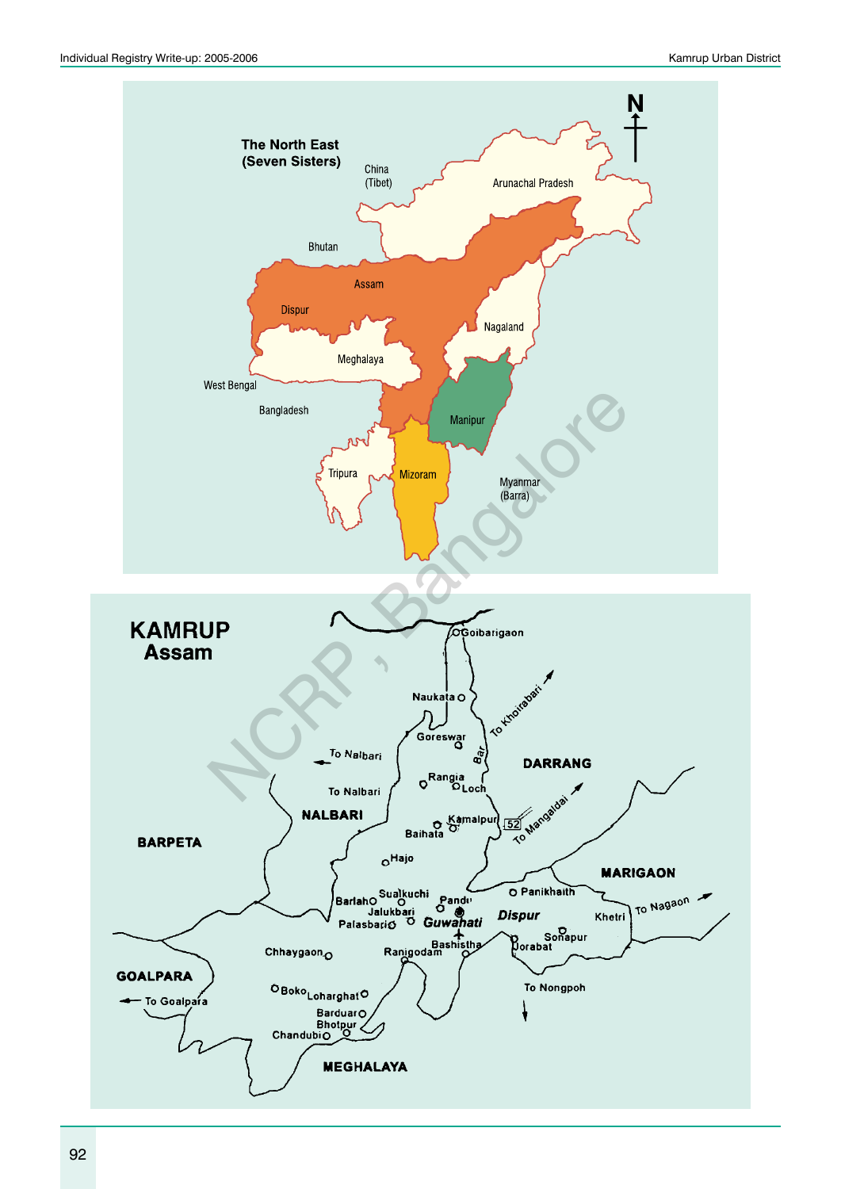**The North East (Seven Sisters)**

China (Tibet)

Arunachal Pradesh

Bhutan

Assam

Dispur

Nagaland

Meghalaya

West Bengal

Bangladesh

Manipur

Tripura

Mizoram

Myanmar (Barra)

**KAMRUP Assam**

Goibarigaon

Naukata

To Khoirabari

Goreswar

Bar

To Nalbari

DARRANG

Rangia

Loch

To Nalbari

NALBARI

Kamalpur

52

To Mangaldai

BARPETA

Baihata

Hajo

MARIGAON

Panikhaith

Barlah

Sualkuchi

Pandu

Jalukbari

To Nagaon

Palasbari

Guwahati

Dispur

Khetri

Bashistha

Sonapur

Chhaygaon

Ranigodam

Jorabat

GOALPARA

To Nongpoh

Boko

Loharghat

To Goalpara

Barduar

Bhotpur

Chandubi

MEGHALAYA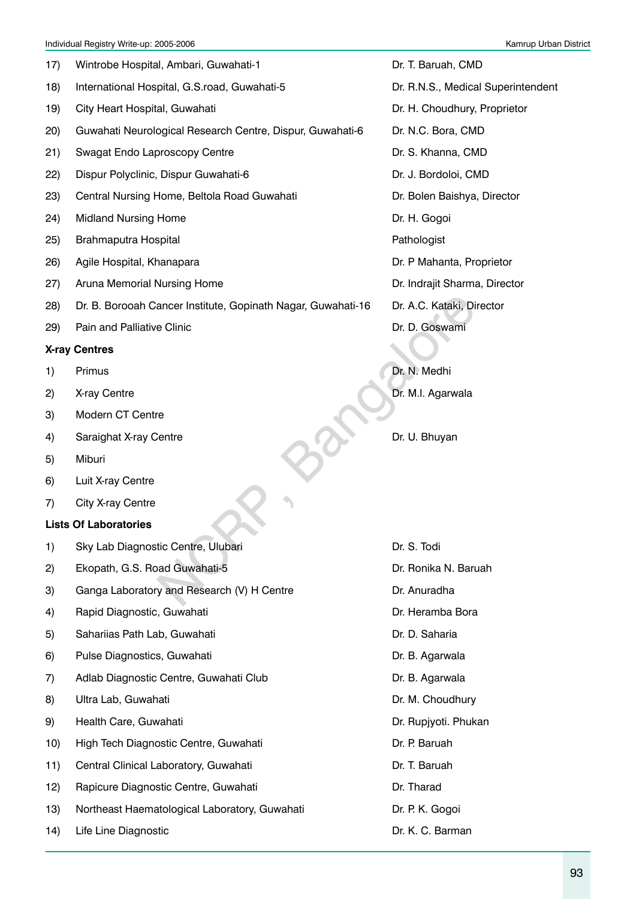| | | |
|---|---|---|
| 17) | Wintrobe Hospital, Ambari, Guwahati-1 | Dr. T. Baruah, CMD |
| 18) | International Hospital, G.S.road, Guwahati-5 | Dr. R.N.S., Medical Superintendent |
| 19) | City Heart Hospital, Guwahati | Dr. H. Choudhury, Proprietor |
| 20) | Guwahati Neurological Research Centre, Dispur, Guwahati-6 | Dr. N.C. Bora, CMD |
| 21) | Swagat Endo Laproscopy Centre | Dr. S. Khanna, CMD |
| 22) | Dispur Polyclinic, Dispur Guwahati-6 | Dr. J. Bordoloi, CMD |
| 23) | Central Nursing Home, Beltola Road Guwahati | Dr. Bolen Baishya, Director |
| 24) | Midland Nursing Home | Dr. H. Gogoi |
| 25) | Brahmaputra Hospital | Pathologist |
| 26) | Agile Hospital, Khanapara | Dr. P Mahanta, Proprietor |
| 27) | Aruna Memorial Nursing Home | Dr. Indrajit Sharma, Director |
| 28) | Dr. B. Borooah Cancer Institute, Gopinath Nagar, Guwahati-16 | Dr. A.C. Kataki, Director |
| 29) | Pain and Palliative Clinic | Dr. D. Goswami |

**X-ray Centres**

| | | |
|---|---|---|
| 1) | Primus | Dr. N. Medhi |
| 2) | X-ray Centre | Dr. M.I. Agarwala |
| 3) | Modern CT Centre | |
| 4) | Saraighat X-ray Centre | Dr. U. Bhuyan |
| 5) | Miburi | |
| 6) | Luit X-ray Centre | |
| 7) | City X-ray Centre | |

**Lists Of Laboratories**

| | | |
|---|---|---|
| 1) | Sky Lab Diagnostic Centre, Ulubari | Dr. S. Todi |
| 2) | Ekopath, G.S. Road Guwahati-5 | Dr. Ronika N. Baruah |
| 3) | Ganga Laboratory and Research (V) H Centre | Dr. Anuradha |
| 4) | Rapid Diagnostic, Guwahati | Dr. Heramba Bora |
| 5) | Sahariias Path Lab, Guwahati | Dr. D. Saharia |
| 6) | Pulse Diagnostics, Guwahati | Dr. B. Agarwala |
| 7) | Adlab Diagnostic Centre, Guwahati Club | Dr. B. Agarwala |
| 8) | Ultra Lab, Guwahati | Dr. M. Choudhury |
| 9) | Health Care, Guwahati | Dr. Rupjyoti. Phukan |
| 10) | High Tech Diagnostic Centre, Guwahati | Dr. P. Baruah |
| 11) | Central Clinical Laboratory, Guwahati | Dr. T. Baruah |
| 12) | Rapicure Diagnostic Centre, Guwahati | Dr. Tharad |
| 13) | Northeast Haematological Laboratory, Guwahati | Dr. P. K. Gogoi |
| 14) | Life Line Diagnostic | Dr. K. C. Barman |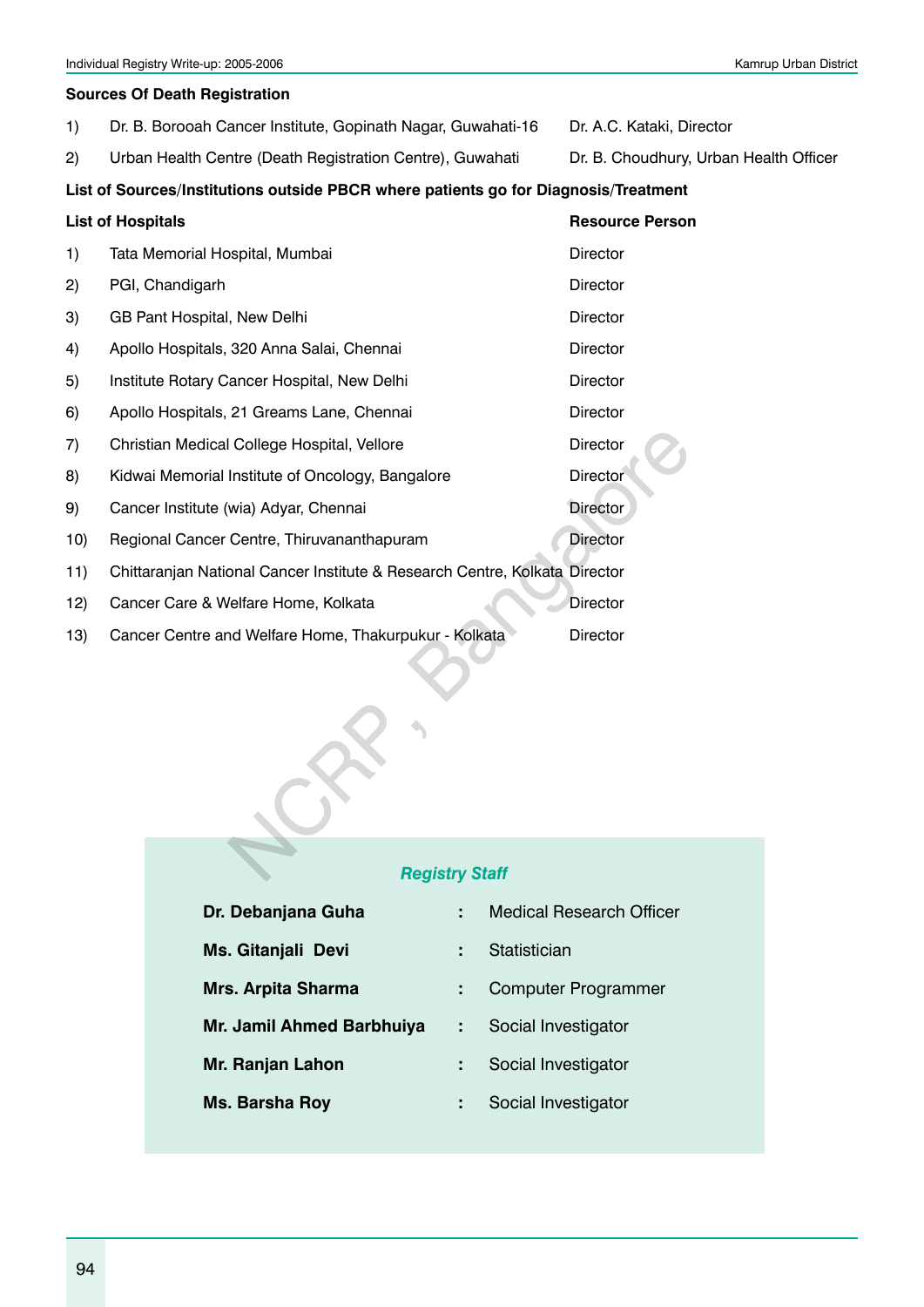### Sources Of Death Registration

| | | |
|---|---|---|
| 1) | Dr. B. Borooah Cancer Institute, Gopinath Nagar, Guwahati-16 | Dr. A.C. Kataki, Director |
| 2) | Urban Health Centre (Death Registration Centre), Guwahati | Dr. B. Choudhury, Urban Health Officer |

### List of Sources/Institutions outside PBCR where patients go for Diagnosis/Treatment

| | List of Hospitals | Resource Person |
|---|---|---|
| 1) | Tata Memorial Hospital, Mumbai | Director |
| 2) | PGI, Chandigarh | Director |
| 3) | GB Pant Hospital, New Delhi | Director |
| 4) | Apollo Hospitals, 320 Anna Salai, Chennai | Director |
| 5) | Institute Rotary Cancer Hospital, New Delhi | Director |
| 6) | Apollo Hospitals, 21 Greams Lane, Chennai | Director |
| 7) | Christian Medical College Hospital, Vellore | Director |
| 8) | Kidwai Memorial Institute of Oncology, Bangalore | Director |
| 9) | Cancer Institute (wia) Adyar, Chennai | Director |
| 10) | Regional Cancer Centre, Thiruvananthapuram | Director |
| 11) | Chittaranjan National Cancer Institute & Research Centre, Kolkata | Director |
| 12) | Cancer Care & Welfare Home, Kolkata | Director |
| 13) | Cancer Centre and Welfare Home, Thakurpukur - Kolkata | Director |

### *Registry Staff*

| | | |
|---|---|---|
| **Dr. Debanjana Guha** | : | Medical Research Officer |
| **Ms. Gitanjali Devi** | : | Statistician |
| **Mrs. Arpita Sharma** | : | Computer Programmer |
| **Mr. Jamil Ahmed Barbhuiya** | : | Social Investigator |
| **Mr. Ranjan Lahon** | : | Social Investigator |
| **Ms. Barsha Roy** | : | Social Investigator |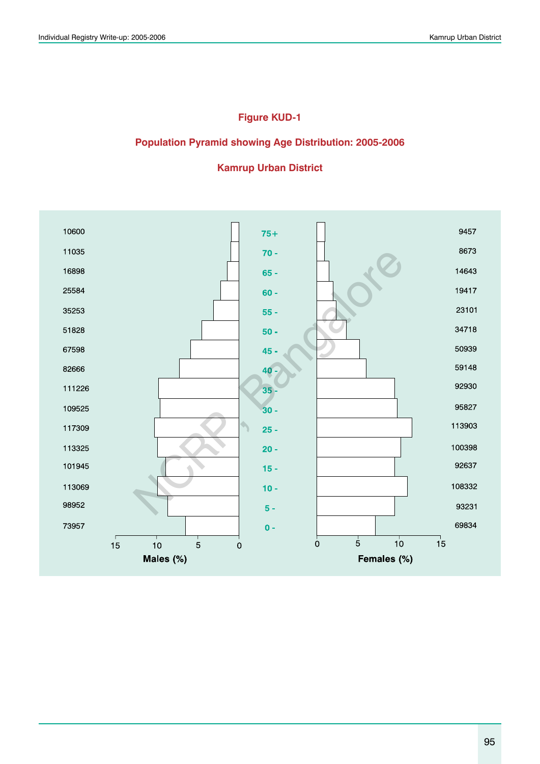### Figure KUD-1

### Population Pyramid showing Age Distribution: 2005-2006

### Kamrup Urban District

| Males | Age | Females |
|---|---|---|
| 10600 | 75+ | 9457 |
| 11035 | 70 - | 8673 |
| 16898 | 65 - | 14643 |
| 25584 | 60 - | 19417 |
| 35253 | 55 - | 23101 |
| 51828 | 50 - | 34718 |
| 67598 | 45 - | 50939 |
| 82666 | 40 - | 59148 |
| 111226 | 35 - | 92930 |
| 109525 | 30 - | 95827 |
| 117309 | 25 - | 113903 |
| 113325 | 20 - | 100398 |
| 101945 | 15 - | 92637 |
| 113069 | 10 - | 108332 |
| 98952 | 5 - | 93231 |
| 73957 | 0 - | 69834 |

Males (%) — axis: 15, 10, 5, 0

Females (%) — axis: 0, 5, 10, 15

NCRP, Bangalore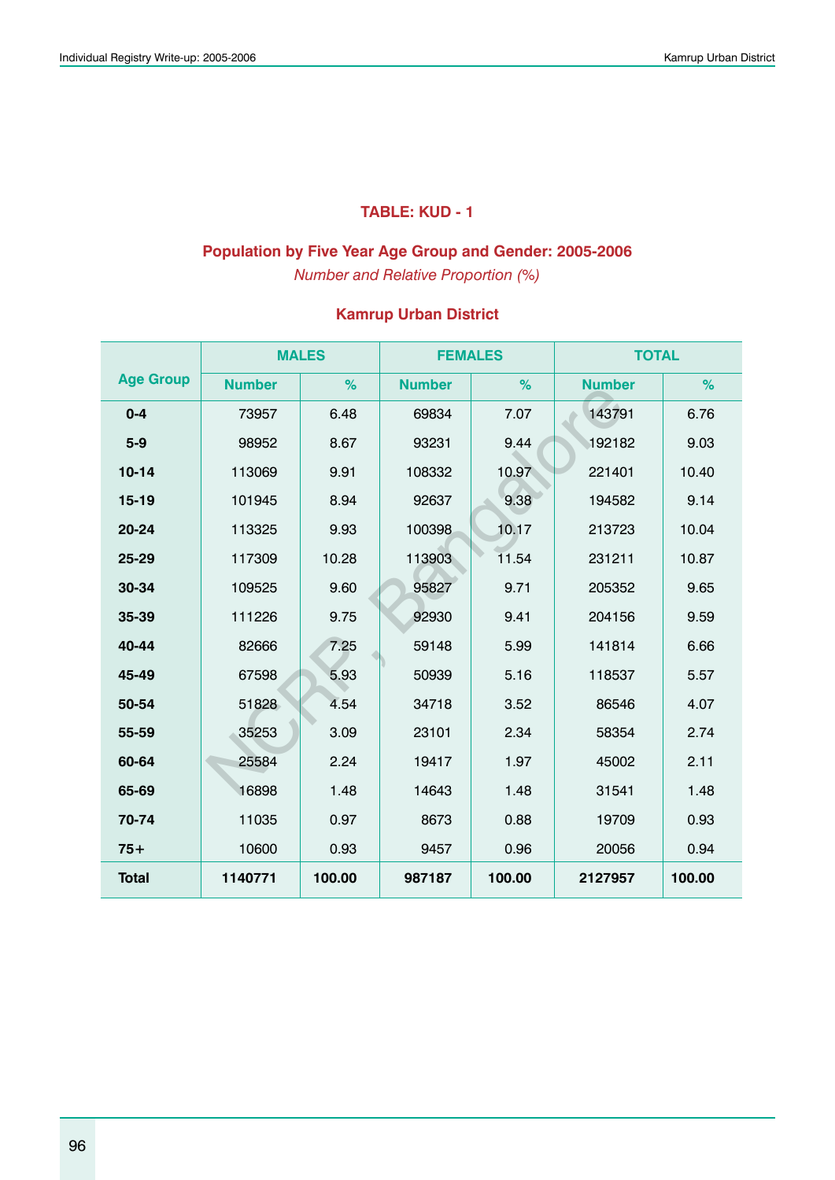### TABLE: KUD - 1

### Population by Five Year Age Group and Gender: 2005-2006

*Number and Relative Proportion (%)*

### Kamrup Urban District

| Age Group | MALES | | FEMALES | | TOTAL | |
|---|---|---|---|---|---|---|
| | Number | % | Number | % | Number | % |
| 0-4 | 73957 | 6.48 | 69834 | 7.07 | 143791 | 6.76 |
| 5-9 | 98952 | 8.67 | 93231 | 9.44 | 192182 | 9.03 |
| 10-14 | 113069 | 9.91 | 108332 | 10.97 | 221401 | 10.40 |
| 15-19 | 101945 | 8.94 | 92637 | 9.38 | 194582 | 9.14 |
| 20-24 | 113325 | 9.93 | 100398 | 10.17 | 213723 | 10.04 |
| 25-29 | 117309 | 10.28 | 113903 | 11.54 | 231211 | 10.87 |
| 30-34 | 109525 | 9.60 | 95827 | 9.71 | 205352 | 9.65 |
| 35-39 | 111226 | 9.75 | 92930 | 9.41 | 204156 | 9.59 |
| 40-44 | 82666 | 7.25 | 59148 | 5.99 | 141814 | 6.66 |
| 45-49 | 67598 | 5.93 | 50939 | 5.16 | 118537 | 5.57 |
| 50-54 | 51828 | 4.54 | 34718 | 3.52 | 86546 | 4.07 |
| 55-59 | 35253 | 3.09 | 23101 | 2.34 | 58354 | 2.74 |
| 60-64 | 25584 | 2.24 | 19417 | 1.97 | 45002 | 2.11 |
| 65-69 | 16898 | 1.48 | 14643 | 1.48 | 31541 | 1.48 |
| 70-74 | 11035 | 0.97 | 8673 | 0.88 | 19709 | 0.93 |
| 75+ | 10600 | 0.93 | 9457 | 0.96 | 20056 | 0.94 |
| **Total** | **1140771** | **100.00** | **987187** | **100.00** | **2127957** | **100.00** |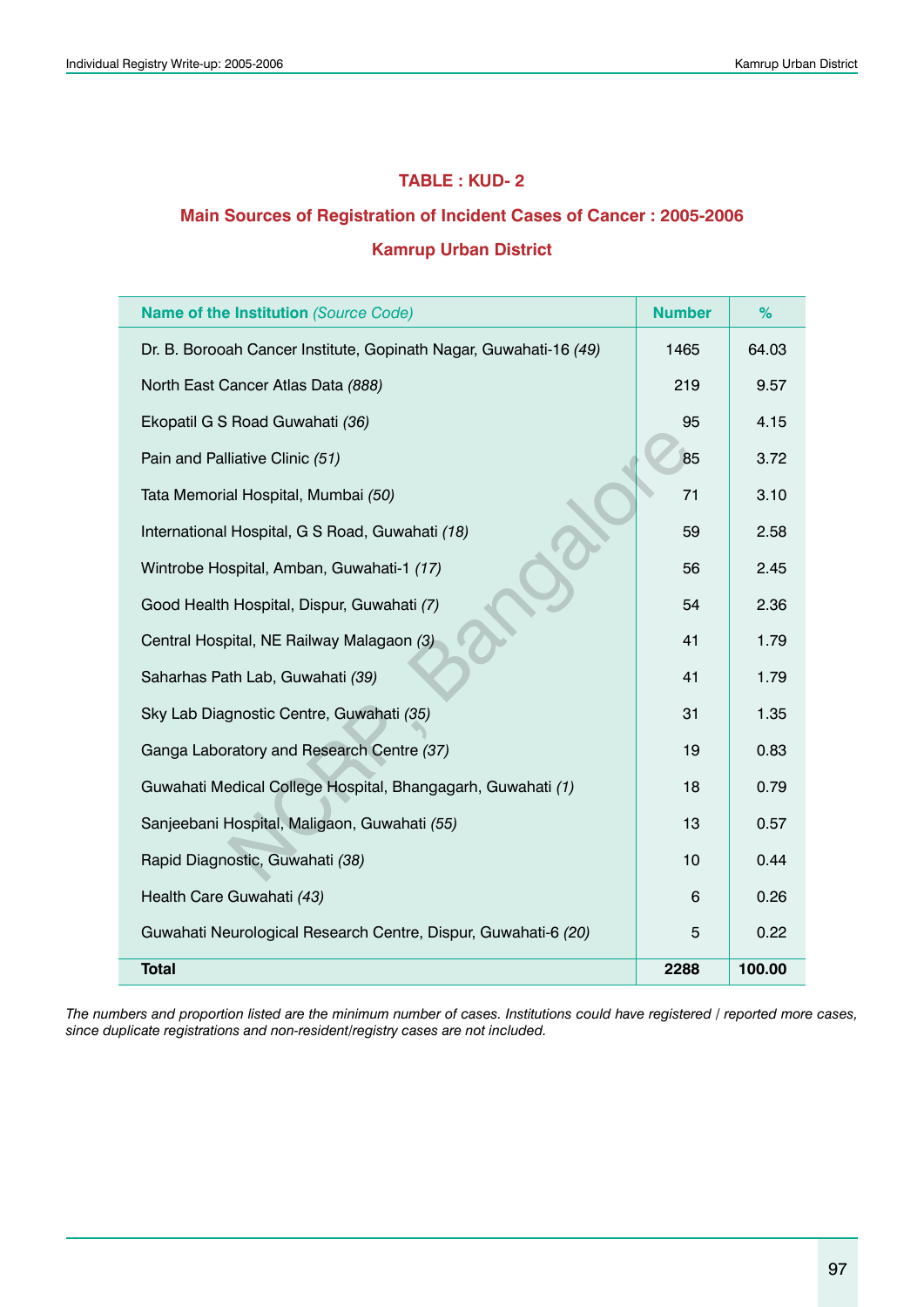**TABLE : KUD- 2**

**Main Sources of Registration of Incident Cases of Cancer : 2005-2006**

**Kamrup Urban District**

| **Name of the Institution** *(Source Code)* | **Number** | **%** |
|---|---|---|
| Dr. B. Borooah Cancer Institute, Gopinath Nagar, Guwahati-16 *(49)* | 1465 | 64.03 |
| North East Cancer Atlas Data *(888)* | 219 | 9.57 |
| Ekopatil G S Road Guwahati *(36)* | 95 | 4.15 |
| Pain and Palliative Clinic *(51)* | 85 | 3.72 |
| Tata Memorial Hospital, Mumbai *(50)* | 71 | 3.10 |
| International Hospital, G S Road, Guwahati *(18)* | 59 | 2.58 |
| Wintrobe Hospital, Amban, Guwahati-1 *(17)* | 56 | 2.45 |
| Good Health Hospital, Dispur, Guwahati *(7)* | 54 | 2.36 |
| Central Hospital, NE Railway Malagaon *(3)* | 41 | 1.79 |
| Saharhas Path Lab, Guwahati *(39)* | 41 | 1.79 |
| Sky Lab Diagnostic Centre, Guwahati *(35)* | 31 | 1.35 |
| Ganga Laboratory and Research Centre *(37)* | 19 | 0.83 |
| Guwahati Medical College Hospital, Bhangagarh, Guwahati *(1)* | 18 | 0.79 |
| Sanjeebani Hospital, Maligaon, Guwahati *(55)* | 13 | 0.57 |
| Rapid Diagnostic, Guwahati *(38)* | 10 | 0.44 |
| Health Care Guwahati *(43)* | 6 | 0.26 |
| Guwahati Neurological Research Centre, Dispur, Guwahati-6 *(20)* | 5 | 0.22 |
| **Total** | **2288** | **100.00** |

*The numbers and proportion listed are the minimum number of cases. Institutions could have registered / reported more cases, since duplicate registrations and non-resident/registry cases are not included.*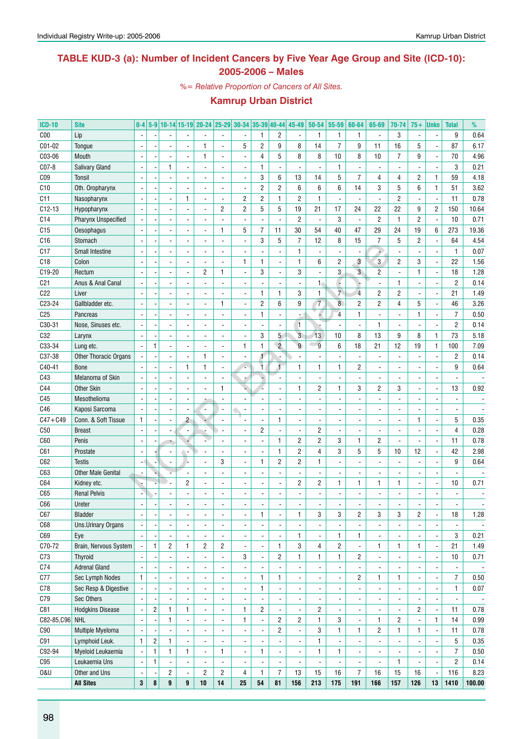## TABLE KUD-3 (a): Number of Incident Cancers by Five Year Age Group and Site (ICD-10): 2005-2006 – Males

*%= Relative Proportion of Cancers of All Sites.*

### Kamrup Urban District

| ICD-10 | Site | 0-4 | 5-9 | 10-14 | 15-19 | 20-24 | 25-29 | 30-34 | 35-39 | 40-44 | 45-49 | 50-54 | 55-59 | 60-64 | 65-69 | 70-74 | 75+ | Unkn | Total | % |
|---|---|---|---|---|---|---|---|---|---|---|---|---|---|---|---|---|---|---|---|---|
| C00 | Lip | - | - | - | - | - | - | - | 1 | 2 | - | 1 | 1 | 1 | - | 3 | - | - | 9 | 0.64 |
| C01-02 | Tongue | - | - | - | - | 1 | - | 5 | 2 | 9 | 8 | 14 | 7 | 9 | 11 | 16 | 5 | - | 87 | 6.17 |
| C03-06 | Mouth | - | - | - | - | 1 | - | - | 4 | 5 | 8 | 8 | 10 | 8 | 10 | 7 | 9 | - | 70 | 4.96 |
| C07-8 | Salivary Gland | - | - | 1 | - | - | - | - | 1 | - | - | - | 1 | - | - | - | - | - | 3 | 0.21 |
| C09 | Tonsil | - | - | - | - | - | - | - | 3 | 6 | 13 | 14 | 5 | 7 | 4 | 4 | 2 | 1 | 59 | 4.18 |
| C10 | Oth. Oropharynx | - | - | - | - | - | - | - | 2 | 2 | 6 | 6 | 6 | 14 | 3 | 5 | 6 | 1 | 51 | 3.62 |
| C11 | Nasopharynx | - | - | - | 1 | - | - | 2 | 2 | 1 | 2 | 1 | - | - | - | 2 | - | - | 11 | 0.78 |
| C12-13 | Hypopharynx | - | - | - | - | - | 2 | 2 | 5 | 5 | 19 | 21 | 17 | 24 | 22 | 22 | 9 | 2 | 150 | 10.64 |
| C14 | Pharynx Unspecified | - | - | - | - | - | - | - | - | - | 2 | - | 3 | - | 2 | 1 | 2 | - | 10 | 0.71 |
| C15 | Oesophagus | - | - | - | - | - | 1 | 5 | 7 | 11 | 30 | 54 | 40 | 47 | 29 | 24 | 19 | 6 | 273 | 19.36 |
| C16 | Stomach | - | - | - | - | - | - | - | 3 | 5 | 7 | 12 | 8 | 15 | 7 | 5 | 2 | - | 64 | 4.54 |
| C17 | Small Intestine | - | - | - | - | - | - | - | - | - | 1 | - | - | - | - | - | - | - | 1 | 0.07 |
| C18 | Colon | - | - | - | - | - | - | 1 | 1 | - | 1 | 6 | 2 | 3 | 3 | 2 | 3 | - | 22 | 1.56 |
| C19-20 | Rectum | - | - | - | - | 2 | 1 | - | 3 | - | 3 | - | 3 | 3 | 2 | - | 1 | - | 18 | 1.28 |
| C21 | Anus & Anal Canal | - | - | - | - | - | - | - | - | - | - | 1 | - | - | - | 1 | - | - | 2 | 0.14 |
| C22 | Liver | - | - | - | - | - | - | - | 1 | 1 | 3 | 1 | 7 | 4 | 2 | 2 | - | - | 21 | 1.49 |
| C23-24 | Gallbladder etc. | - | - | - | - | - | 1 | - | 2 | 6 | 9 | 7 | 8 | 2 | 2 | 4 | 5 | - | 46 | 3.26 |
| C25 | Pancreas | - | - | - | - | - | - | - | 1 | - | - | - | 4 | 1 | - | - | 1 | - | 7 | 0.50 |
| C30-31 | Nose, Sinuses etc. | - | - | - | - | - | - | - | - | - | 1 | - | - | - | 1 | - | - | - | 2 | 0.14 |
| C32 | Larynx | - | - | - | - | - | - | - | 3 | 5 | 3 | 13 | 10 | 8 | 13 | 9 | 8 | 1 | 73 | 5.18 |
| C33-34 | Lung etc. | - | 1 | - | - | - | - | 1 | 1 | 2 | 9 | 9 | 6 | 18 | 21 | 12 | 19 | 1 | 100 | 7.09 |
| C37-38 | Other Thoracic Organs | - | - | - | - | 1 | - | - | 1 | - | - | - | - | - | - | - | - | - | 2 | 0.14 |
| C40-41 | Bone | - | - | - | 1 | 1 | - | - | 1 | 1 | 1 | 1 | 1 | 2 | - | - | - | - | 9 | 0.64 |
| C43 | Melanoma of Skin | - | - | - | - | - | - | - | - | - | - | - | - | - | - | - | - | - | - | - |
| C44 | Other Skin | - | - | - | - | - | 1 | - | - | - | 1 | 2 | 1 | 3 | 2 | 3 | - | - | 13 | 0.92 |
| C45 | Mesothelioma | - | - | - | - | - | - | - | - | - | - | - | - | - | - | - | - | - | - | - |
| C46 | Kaposi Sarcoma | - | - | - | - | - | - | - | - | - | - | - | - | - | - | - | - | - | - | - |
| C47+C49 | Conn. & Soft Tissue | 1 | - | - | 2 | - | - | - | - | 1 | - | - | - | - | - | - | 1 | - | 5 | 0.35 |
| C50 | Breast | - | - | - | - | - | - | - | 2 | - | - | 2 | - | - | - | - | - | - | 4 | 0.28 |
| C60 | Penis | - | - | - | - | - | - | - | - | 1 | 2 | 2 | 3 | 1 | 2 | - | - | - | 11 | 0.78 |
| C61 | Prostate | - | - | - | - | - | - | - | - | 1 | 2 | 4 | 3 | 5 | 5 | 10 | 12 | - | 42 | 2.98 |
| C62 | Testis | - | - | - | - | - | 3 | - | 1 | 2 | 2 | 1 | - | - | - | - | - | - | 9 | 0.64 |
| C63 | Other Male Genital | - | - | - | - | - | - | - | - | - | - | - | - | - | - | - | - | - | - | - |
| C64 | Kidney etc. | - | - | - | 2 | - | - | - | - | - | 2 | 2 | 1 | 1 | 1 | 1 | - | - | 10 | 0.71 |
| C65 | Renal Pelvis | - | - | - | - | - | - | - | - | - | - | - | - | - | - | - | - | - | - | - |
| C66 | Ureter | - | - | - | - | - | - | - | - | - | - | - | - | - | - | - | - | - | - | - |
| C67 | Bladder | - | - | - | - | - | - | - | 1 | - | 1 | 3 | 3 | 2 | 3 | 3 | 2 | - | 18 | 1.28 |
| C68 | Uns.Urinary Organs | - | - | - | - | - | - | - | - | - | - | - | - | - | - | - | - | - | - | - |
| C69 | Eye | - | - | - | - | - | - | - | - | - | 1 | - | 1 | 1 | - | - | - | - | 3 | 0.21 |
| C70-72 | Brain, Nervous System | - | 1 | 2 | 1 | 2 | 2 | - | - | 1 | 3 | 4 | 2 | - | 1 | 1 | 1 | - | 21 | 1.49 |
| C73 | Thyroid | - | - | - | - | - | - | 3 | - | 2 | 1 | 1 | 1 | 2 | - | - | - | - | 10 | 0.71 |
| C74 | Adrenal Gland | - | - | - | - | - | - | - | - | - | - | - | - | - | - | - | - | - | - | - |
| C77 | Sec Lymph Nodes | 1 | - | - | - | - | - | - | 1 | 1 | - | - | - | 2 | 1 | 1 | - | - | 7 | 0.50 |
| C78 | Sec Resp & Digestive | - | - | - | - | - | - | - | 1 | - | - | - | - | - | - | - | - | - | 1 | 0.07 |
| C79 | Sec Others | - | - | - | - | - | - | - | - | - | - | - | - | - | - | - | - | - | - | - |
| C81 | Hodgkins Disease | - | 2 | 1 | 1 | - | - | 1 | 2 | - | - | 2 | - | - | - | - | 2 | - | 11 | 0.78 |
| C82-85,C96 | NHL | - | - | 1 | - | - | - | 1 | - | 2 | 2 | 1 | 3 | - | 1 | 2 | - | 1 | 14 | 0.99 |
| C90 | Multiple Myeloma | - | - | - | - | - | - | - | - | 2 | - | 3 | 1 | 1 | 2 | 1 | 1 | - | 11 | 0.78 |
| C91 | Lymphoid Leuk. | 1 | 2 | 1 | - | - | - | - | - | - | - | 1 | - | - | - | - | - | - | 5 | 0.35 |
| C92-94 | Myeloid Leukaemia | - | 1 | 1 | 1 | - | 1 | - | 1 | - | - | 1 | 1 | - | - | - | - | - | 7 | 0.50 |
| C95 | Leukaemia Uns | - | 1 | - | - | - | - | - | - | - | - | - | - | - | - | 1 | - | - | 2 | 0.14 |
| O&U | Other and Uns | - | - | 2 | - | 2 | 2 | 4 | 1 | 7 | 13 | 15 | 16 | 7 | 16 | 15 | 16 | - | 116 | 8.23 |
| | **All Sites** | **3** | **8** | **9** | **9** | **10** | **14** | **25** | **54** | **81** | **156** | **213** | **175** | **191** | **166** | **157** | **126** | **13** | **1410** | **100.00** |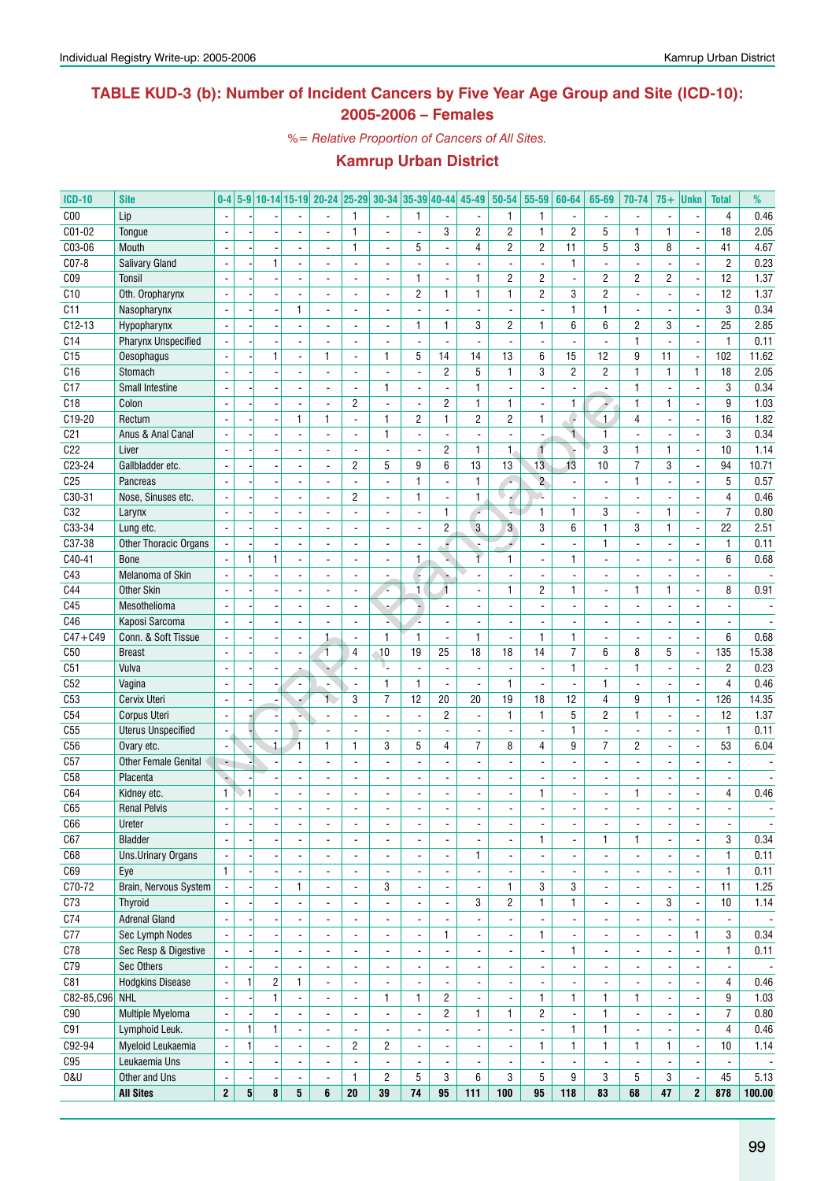## TABLE KUD-3 (b): Number of Incident Cancers by Five Year Age Group and Site (ICD-10): 2005-2006 – Females

*%= Relative Proportion of Cancers of All Sites.*

### Kamrup Urban District

| ICD-10 | Site | 0-4 | 5-9 | 10-14 | 15-19 | 20-24 | 25-29 | 30-34 | 35-39 | 40-44 | 45-49 | 50-54 | 55-59 | 60-64 | 65-69 | 70-74 | 75+ | Unkn | Total | % |
|---|---|---|---|---|---|---|---|---|---|---|---|---|---|---|---|---|---|---|---|---|
| C00 | Lip | - | - | - | - | - | 1 | - | 1 | - | - | 1 | 1 | - | - | - | - | - | 4 | 0.46 |
| C01-02 | Tongue | - | - | - | - | - | 1 | - | - | 3 | 2 | 2 | 1 | 2 | 5 | 1 | 1 | - | 18 | 2.05 |
| C03-06 | Mouth | - | - | - | - | - | 1 | - | 5 | - | 4 | 2 | 2 | 11 | 5 | 3 | 8 | - | 41 | 4.67 |
| C07-8 | Salivary Gland | - | - | 1 | - | - | - | - | - | - | - | - | - | 1 | - | - | - | - | 2 | 0.23 |
| C09 | Tonsil | - | - | - | - | - | - | - | 1 | - | 1 | 2 | 2 | - | 2 | 2 | 2 | - | 12 | 1.37 |
| C10 | Oth. Oropharynx | - | - | - | - | - | - | - | 2 | 1 | 1 | 1 | 2 | 3 | 2 | - | - | - | 12 | 1.37 |
| C11 | Nasopharynx | - | - | - | 1 | - | - | - | - | - | - | - | - | 1 | 1 | - | - | - | 3 | 0.34 |
| C12-13 | Hypopharynx | - | - | - | - | - | - | - | 1 | 1 | 3 | 2 | 1 | 6 | 6 | 2 | 3 | - | 25 | 2.85 |
| C14 | Pharynx Unspecified | - | - | - | - | - | - | - | - | - | - | - | - | - | - | 1 | - | - | 1 | 0.11 |
| C15 | Oesophagus | - | - | 1 | - | 1 | - | 1 | 5 | 14 | 14 | 13 | 6 | 15 | 12 | 9 | 11 | - | 102 | 11.62 |
| C16 | Stomach | - | - | - | - | - | - | - | - | 2 | 5 | 1 | 3 | 2 | 2 | 1 | 1 | 1 | 18 | 2.05 |
| C17 | Small Intestine | - | - | - | - | - | - | 1 | - | - | 1 | - | - | - | - | 1 | - | - | 3 | 0.34 |
| C18 | Colon | - | - | - | - | - | 2 | - | - | 2 | 1 | 1 | - | 1 | - | 1 | 1 | - | 9 | 1.03 |
| C19-20 | Rectum | - | - | - | 1 | 1 | - | 1 | 2 | 1 | 2 | 2 | 1 | - | 1 | 4 | - | - | 16 | 1.82 |
| C21 | Anus & Anal Canal | - | - | - | - | - | - | 1 | - | - | - | - | - | 1 | 1 | - | - | - | 3 | 0.34 |
| C22 | Liver | - | - | - | - | - | - | - | - | 2 | 1 | 1 | 1 | - | 3 | 1 | 1 | - | 10 | 1.14 |
| C23-24 | Gallbladder etc. | - | - | - | - | - | 2 | 5 | 9 | 6 | 13 | 13 | 13 | 13 | 10 | 7 | 3 | - | 94 | 10.71 |
| C25 | Pancreas | - | - | - | - | - | - | - | 1 | - | 1 | - | 2 | - | - | 1 | - | - | 5 | 0.57 |
| C30-31 | Nose, Sinuses etc. | - | - | - | - | - | 2 | - | 1 | - | 1 | - | - | - | - | - | - | - | 4 | 0.46 |
| C32 | Larynx | - | - | - | - | - | - | - | - | 1 | - | - | 1 | 1 | 3 | - | 1 | - | 7 | 0.80 |
| C33-34 | Lung etc. | - | - | - | - | - | - | - | - | 2 | 3 | 3 | 3 | 6 | 1 | 3 | 1 | - | 22 | 2.51 |
| C37-38 | Other Thoracic Organs | - | - | - | - | - | - | - | - | - | - | - | - | - | 1 | - | - | - | 1 | 0.11 |
| C40-41 | Bone | - | 1 | 1 | - | - | - | - | 1 | - | 1 | 1 | - | 1 | - | - | - | - | 6 | 0.68 |
| C43 | Melanoma of Skin | - | - | - | - | - | - | - | - | - | - | - | - | - | - | - | - | - | - | - |
| C44 | Other Skin | - | - | - | - | - | - | - | 1 | 1 | - | 1 | 2 | 1 | - | 1 | 1 | - | 8 | 0.91 |
| C45 | Mesothelioma | - | - | - | - | - | - | - | - | - | - | - | - | - | - | - | - | - | - | - |
| C46 | Kaposi Sarcoma | - | - | - | - | - | - | - | - | - | - | - | - | - | - | - | - | - | - | - |
| C47+C49 | Conn. & Soft Tissue | - | - | - | - | 1 | - | 1 | 1 | - | 1 | - | 1 | 1 | - | - | - | - | 6 | 0.68 |
| C50 | Breast | - | - | - | - | 1 | 4 | 10 | 19 | 25 | 18 | 18 | 14 | 7 | 6 | 8 | 5 | - | 135 | 15.38 |
| C51 | Vulva | - | - | - | - | - | - | - | - | - | - | - | - | 1 | - | 1 | - | - | 2 | 0.23 |
| C52 | Vagina | - | - | - | - | - | - | 1 | 1 | - | - | 1 | - | - | 1 | - | - | - | 4 | 0.46 |
| C53 | Cervix Uteri | - | - | - | - | 1 | 3 | 7 | 12 | 20 | 20 | 19 | 18 | 12 | 4 | 9 | 1 | - | 126 | 14.35 |
| C54 | Corpus Uteri | - | - | - | - | - | - | - | - | 2 | - | 1 | 1 | 5 | 2 | 1 | - | - | 12 | 1.37 |
| C55 | Uterus Unspecified | - | - | - | - | - | - | - | - | - | - | - | - | 1 | - | - | - | - | 1 | 0.11 |
| C56 | Ovary etc. | - | - | 1 | 1 | 1 | 1 | 3 | 5 | 4 | 7 | 8 | 4 | 9 | 7 | 2 | - | - | 53 | 6.04 |
| C57 | Other Female Genital | - | - | - | - | - | - | - | - | - | - | - | - | - | - | - | - | - | - | - |
| C58 | Placenta | - | - | - | - | - | - | - | - | - | - | - | - | - | - | - | - | - | - | - |
| C64 | Kidney etc. | 1 | 1 | - | - | - | - | - | - | - | - | - | 1 | - | - | 1 | - | - | 4 | 0.46 |
| C65 | Renal Pelvis | - | - | - | - | - | - | - | - | - | - | - | - | - | - | - | - | - | - | - |
| C66 | Ureter | - | - | - | - | - | - | - | - | - | - | - | - | - | - | - | - | - | - | - |
| C67 | Bladder | - | - | - | - | - | - | - | - | - | - | - | 1 | - | 1 | 1 | - | - | 3 | 0.34 |
| C68 | Uns.Urinary Organs | - | - | - | - | - | - | - | - | - | 1 | - | - | - | - | - | - | - | 1 | 0.11 |
| C69 | Eye | 1 | - | - | - | - | - | - | - | - | - | - | - | - | - | - | - | - | 1 | 0.11 |
| C70-72 | Brain, Nervous System | - | - | - | 1 | - | - | 3 | - | - | - | 1 | 3 | 3 | - | - | - | - | 11 | 1.25 |
| C73 | Thyroid | - | - | - | - | - | - | - | - | - | 3 | 2 | 1 | 1 | - | - | 3 | - | 10 | 1.14 |
| C74 | Adrenal Gland | - | - | - | - | - | - | - | - | - | - | - | - | - | - | - | - | - | - | - |
| C77 | Sec Lymph Nodes | - | - | - | - | - | - | - | - | 1 | - | - | 1 | - | - | - | - | 1 | 3 | 0.34 |
| C78 | Sec Resp & Digestive | - | - | - | - | - | - | - | - | - | - | - | - | 1 | - | - | - | - | 1 | 0.11 |
| C79 | Sec Others | - | - | - | - | - | - | - | - | - | - | - | - | - | - | - | - | - | - | - |
| C81 | Hodgkins Disease | - | 1 | 2 | 1 | - | - | - | - | - | - | - | - | - | - | - | - | - | 4 | 0.46 |
| C82-85,C96 | NHL | - | - | 1 | - | - | - | 1 | 1 | 2 | - | - | 1 | 1 | 1 | 1 | - | - | 9 | 1.03 |
| C90 | Multiple Myeloma | - | - | - | - | - | - | - | - | 2 | 1 | 1 | 2 | - | 1 | - | - | - | 7 | 0.80 |
| C91 | Lymphoid Leuk. | - | 1 | 1 | - | - | - | - | - | - | - | - | - | 1 | 1 | - | - | - | 4 | 0.46 |
| C92-94 | Myeloid Leukaemia | - | 1 | - | - | - | 2 | 2 | - | - | - | - | 1 | 1 | 1 | 1 | 1 | - | 10 | 1.14 |
| C95 | Leukaemia Uns | - | - | - | - | - | - | - | - | - | - | - | - | - | - | - | - | - | - | - |
| O&U | Other and Uns | - | - | - | - | - | 1 | 2 | 5 | 3 | 6 | 3 | 5 | 9 | 3 | 5 | 3 | - | 45 | 5.13 |
| | **All Sites** | **2** | **5** | **8** | **5** | **6** | **20** | **39** | **74** | **95** | **111** | **100** | **95** | **118** | **83** | **68** | **47** | **2** | **878** | **100.00** |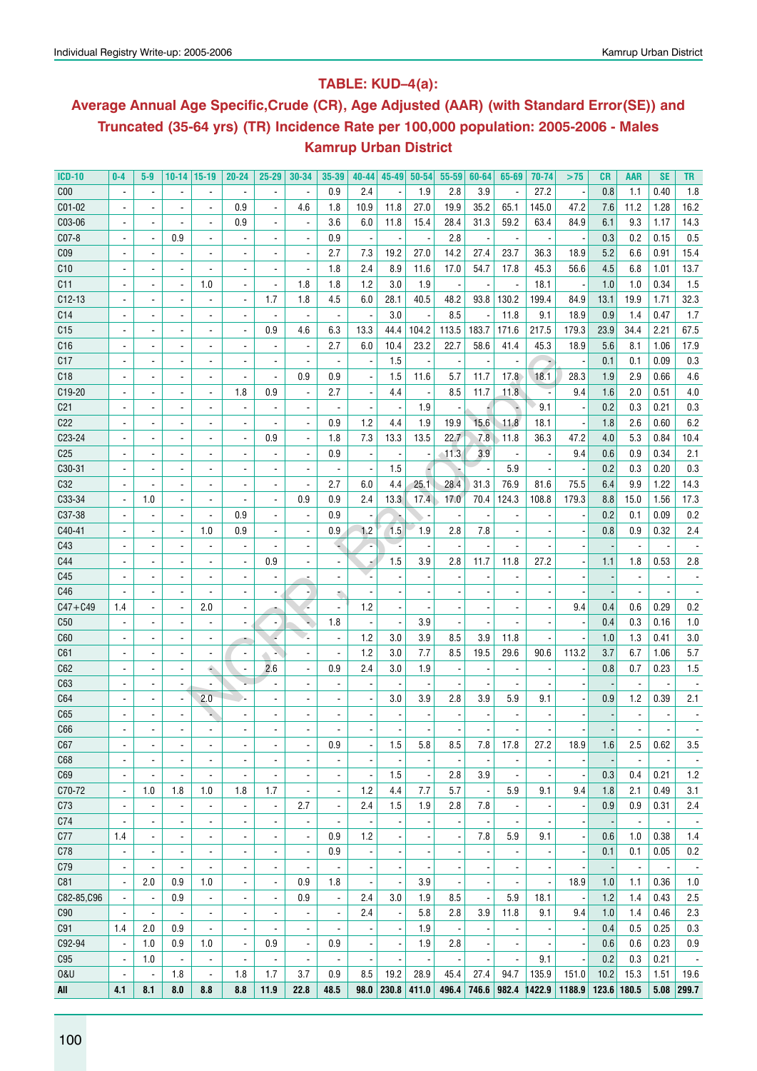## TABLE: KUD–4(a):

## Average Annual Age Specific,Crude (CR), Age Adjusted (AAR) (with Standard Error(SE)) and Truncated (35-64 yrs) (TR) Incidence Rate per 100,000 population: 2005-2006 - Males

## Kamrup Urban District

| ICD-10 | 0-4 | 5-9 | 10-14 | 15-19 | 20-24 | 25-29 | 30-34 | 35-39 | 40-44 | 45-49 | 50-54 | 55-59 | 60-64 | 65-69 | 70-74 | >75 | CR | AAR | SE | TR |
|---|---|---|---|---|---|---|---|---|---|---|---|---|---|---|---|---|---|---|---|---|
| C00 | - | - | - | - | - | - | - | 0.9 | 2.4 | - | 1.9 | 2.8 | 3.9 | - | 27.2 | - | 0.8 | 1.1 | 0.40 | 1.8 |
| C01-02 | - | - | - | - | 0.9 | - | 4.6 | 1.8 | 10.9 | 11.8 | 27.0 | 19.9 | 35.2 | 65.1 | 145.0 | 47.2 | 7.6 | 11.2 | 1.28 | 16.2 |
| C03-06 | - | - | - | - | 0.9 | - | - | 3.6 | 6.0 | 11.8 | 15.4 | 28.4 | 31.3 | 59.2 | 63.4 | 84.9 | 6.1 | 9.3 | 1.17 | 14.3 |
| C07-8 | - | - | 0.9 | - | - | - | - | 0.9 | - | - | - | 2.8 | - | - | - | - | 0.3 | 0.2 | 0.15 | 0.5 |
| C09 | - | - | - | - | - | - | - | 2.7 | 7.3 | 19.2 | 27.0 | 14.2 | 27.4 | 23.7 | 36.3 | 18.9 | 5.2 | 6.6 | 0.91 | 15.4 |
| C10 | - | - | - | - | - | - | - | 1.8 | 2.4 | 8.9 | 11.6 | 17.0 | 54.7 | 17.8 | 45.3 | 56.6 | 4.5 | 6.8 | 1.01 | 13.7 |
| C11 | - | - | - | 1.0 | - | - | 1.8 | 1.8 | 1.2 | 3.0 | 1.9 | - | - | - | 18.1 | - | 1.0 | 1.0 | 0.34 | 1.5 |
| C12-13 | - | - | - | - | - | 1.7 | 1.8 | 4.5 | 6.0 | 28.1 | 40.5 | 48.2 | 93.8 | 130.2 | 199.4 | 84.9 | 13.1 | 19.9 | 1.71 | 32.3 |
| C14 | - | - | - | - | - | - | - | - | - | 3.0 | - | 8.5 | - | 11.8 | 9.1 | 18.9 | 0.9 | 1.4 | 0.47 | 1.7 |
| C15 | - | - | - | - | - | 0.9 | 4.6 | 6.3 | 13.3 | 44.4 | 104.2 | 113.5 | 183.7 | 171.6 | 217.5 | 179.3 | 23.9 | 34.4 | 2.21 | 67.5 |
| C16 | - | - | - | - | - | - | - | 2.7 | 6.0 | 10.4 | 23.2 | 22.7 | 58.6 | 41.4 | 45.3 | 18.9 | 5.6 | 8.1 | 1.06 | 17.9 |
| C17 | - | - | - | - | - | - | - | - | - | 1.5 | - | - | - | - | - | - | 0.1 | 0.1 | 0.09 | 0.3 |
| C18 | - | - | - | - | - | - | 0.9 | 0.9 | - | 1.5 | 11.6 | 5.7 | 11.7 | 17.8 | 18.1 | 28.3 | 1.9 | 2.9 | 0.66 | 4.6 |
| C19-20 | - | - | - | - | 1.8 | 0.9 | - | 2.7 | - | 4.4 | - | 8.5 | 11.7 | 11.8 | - | 9.4 | 1.6 | 2.0 | 0.51 | 4.0 |
| C21 | - | - | - | - | - | - | - | - | - | - | 1.9 | - | - | - | 9.1 | - | 0.2 | 0.3 | 0.21 | 0.3 |
| C22 | - | - | - | - | - | - | - | 0.9 | 1.2 | 4.4 | 1.9 | 19.9 | 15.6 | 11.8 | 18.1 | - | 1.8 | 2.6 | 0.60 | 6.2 |
| C23-24 | - | - | - | - | - | 0.9 | - | 1.8 | 7.3 | 13.3 | 13.5 | 22.7 | 7.8 | 11.8 | 36.3 | 47.2 | 4.0 | 5.3 | 0.84 | 10.4 |
| C25 | - | - | - | - | - | - | - | 0.9 | - | - | - | 11.3 | 3.9 | - | - | 9.4 | 0.6 | 0.9 | 0.34 | 2.1 |
| C30-31 | - | - | - | - | - | - | - | - | - | 1.5 | - | - | - | 5.9 | - | - | 0.2 | 0.3 | 0.20 | 0.3 |
| C32 | - | - | - | - | - | - | - | 2.7 | 6.0 | 4.4 | 25.1 | 28.4 | 31.3 | 76.9 | 81.6 | 75.5 | 6.4 | 9.9 | 1.22 | 14.3 |
| C33-34 | - | 1.0 | - | - | - | - | 0.9 | 0.9 | 2.4 | 13.3 | 17.4 | 17.0 | 70.4 | 124.3 | 108.8 | 179.3 | 8.8 | 15.0 | 1.56 | 17.3 |
| C37-38 | - | - | - | - | 0.9 | - | - | 0.9 | - | - | - | - | - | - | - | - | 0.2 | 0.1 | 0.09 | 0.2 |
| C40-41 | - | - | - | 1.0 | 0.9 | - | - | 0.9 | 1.2 | 1.5 | 1.9 | 2.8 | 7.8 | - | - | - | 0.8 | 0.9 | 0.32 | 2.4 |
| C43 | - | - | - | - | - | - | - | - | - | - | - | - | - | - | - | - | - | - | - | - |
| C44 | - | - | - | - | - | 0.9 | - | - | - | 1.5 | 3.9 | 2.8 | 11.7 | 11.8 | 27.2 | - | 1.1 | 1.8 | 0.53 | 2.8 |
| C45 | - | - | - | - | - | - | - | - | - | - | - | - | - | - | - | - | - | - | - | - |
| C46 | - | - | - | - | - | - | - | - | - | - | - | - | - | - | - | - | - | - | - | - |
| C47+C49 | 1.4 | - | - | 2.0 | - | - | - | - | 1.2 | - | - | - | - | - | - | 9.4 | 0.4 | 0.6 | 0.29 | 0.2 |
| C50 | - | - | - | - | - | - | - | 1.8 | - | - | 3.9 | - | - | - | - | - | 0.4 | 0.3 | 0.16 | 1.0 |
| C60 | - | - | - | - | - | - | - | - | 1.2 | 3.0 | 3.9 | 8.5 | 3.9 | 11.8 | - | - | 1.0 | 1.3 | 0.41 | 3.0 |
| C61 | - | - | - | - | - | - | - | - | 1.2 | 3.0 | 7.7 | 8.5 | 19.5 | 29.6 | 90.6 | 113.2 | 3.7 | 6.7 | 1.06 | 5.7 |
| C62 | - | - | - | - | - | 2.6 | - | 0.9 | 2.4 | 3.0 | 1.9 | - | - | - | - | - | 0.8 | 0.7 | 0.23 | 1.5 |
| C63 | - | - | - | - | - | - | - | - | - | - | - | - | - | - | - | - | - | - | - | - |
| C64 | - | - | - | 2.0 | - | - | - | - | - | 3.0 | 3.9 | 2.8 | 3.9 | 5.9 | 9.1 | - | 0.9 | 1.2 | 0.39 | 2.1 |
| C65 | - | - | - | - | - | - | - | - | - | - | - | - | - | - | - | - | - | - | - | - |
| C66 | - | - | - | - | - | - | - | - | - | - | - | - | - | - | - | - | - | - | - | - |
| C67 | - | - | - | - | - | - | - | 0.9 | - | 1.5 | 5.8 | 8.5 | 7.8 | 17.8 | 27.2 | 18.9 | 1.6 | 2.5 | 0.62 | 3.5 |
| C68 | - | - | - | - | - | - | - | - | - | - | - | - | - | - | - | - | - | - | - | - |
| C69 | - | - | - | - | - | - | - | - | - | 1.5 | - | 2.8 | 3.9 | - | - | - | 0.3 | 0.4 | 0.21 | 1.2 |
| C70-72 | - | 1.0 | 1.8 | 1.0 | 1.8 | 1.7 | - | - | 1.2 | 4.4 | 7.7 | 5.7 | - | 5.9 | 9.1 | 9.4 | 1.8 | 2.1 | 0.49 | 3.1 |
| C73 | - | - | - | - | - | - | 2.7 | - | 2.4 | 1.5 | 1.9 | 2.8 | 7.8 | - | - | - | 0.9 | 0.9 | 0.31 | 2.4 |
| C74 | - | - | - | - | - | - | - | - | - | - | - | - | - | - | - | - | - | - | - | - |
| C77 | 1.4 | - | - | - | - | - | - | 0.9 | 1.2 | - | - | - | 7.8 | 5.9 | 9.1 | - | 0.6 | 1.0 | 0.38 | 1.4 |
| C78 | - | - | - | - | - | - | - | 0.9 | - | - | - | - | - | - | - | - | 0.1 | 0.1 | 0.05 | 0.2 |
| C79 | - | - | - | - | - | - | - | - | - | - | - | - | - | - | - | - | - | - | - | - |
| C81 | - | 2.0 | 0.9 | 1.0 | - | - | 0.9 | 1.8 | - | - | 3.9 | - | - | - | - | 18.9 | 1.0 | 1.1 | 0.36 | 1.0 |
| C82-85,C96 | - | - | 0.9 | - | - | - | 0.9 | - | 2.4 | 3.0 | 1.9 | 8.5 | - | 5.9 | 18.1 | - | 1.2 | 1.4 | 0.43 | 2.5 |
| C90 | - | - | - | - | - | - | - | - | 2.4 | - | 5.8 | 2.8 | 3.9 | 11.8 | 9.1 | 9.4 | 1.0 | 1.4 | 0.46 | 2.3 |
| C91 | 1.4 | 2.0 | 0.9 | - | - | - | - | - | - | - | 1.9 | - | - | - | - | - | 0.4 | 0.5 | 0.25 | 0.3 |
| C92-94 | - | 1.0 | 0.9 | 1.0 | - | 0.9 | - | 0.9 | - | - | 1.9 | 2.8 | - | - | - | - | 0.6 | 0.6 | 0.23 | 0.9 |
| C95 | - | 1.0 | - | - | - | - | - | - | - | - | - | - | - | - | 9.1 | - | 0.2 | 0.3 | 0.21 | - |
| O&U | - | - | 1.8 | - | 1.8 | 1.7 | 3.7 | 0.9 | 8.5 | 19.2 | 28.9 | 45.4 | 27.4 | 94.7 | 135.9 | 151.0 | 10.2 | 15.3 | 1.51 | 19.6 |
| **All** | **4.1** | **8.1** | **8.0** | **8.8** | **8.8** | **11.9** | **22.8** | **48.5** | **98.0** | **230.8** | **411.0** | **496.4** | **746.6** | **982.4** | **1422.9** | **1188.9** | **123.6** | **180.5** | **5.08** | **299.7** |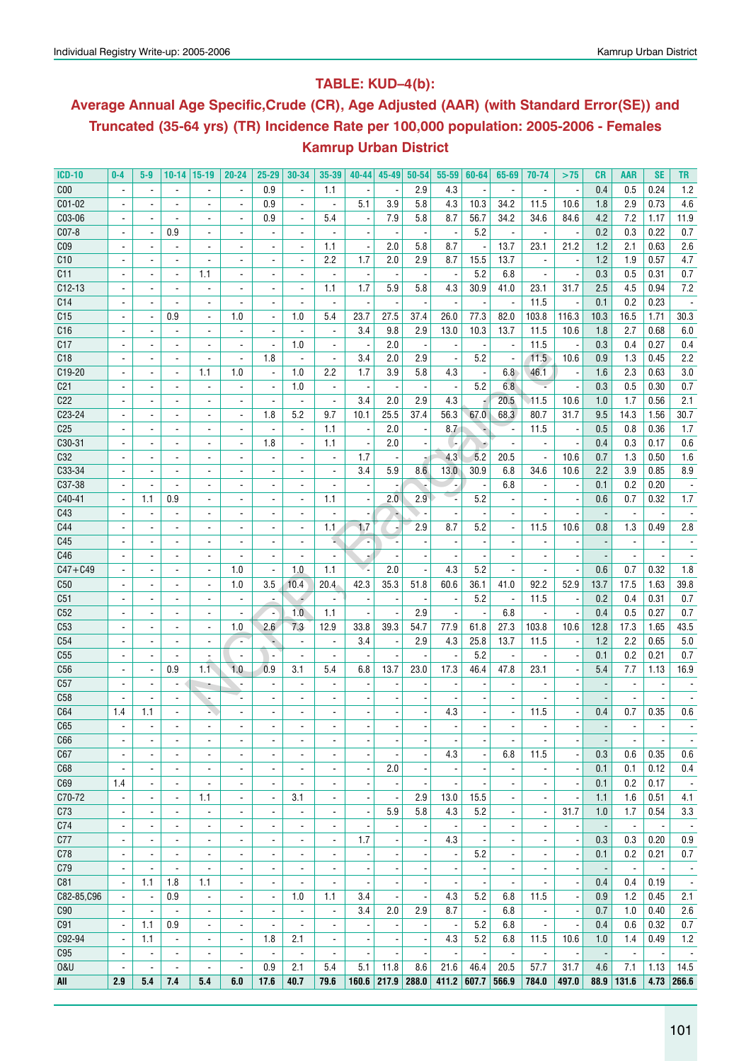## TABLE: KUD–4(b):

## Average Annual Age Specific,Crude (CR), Age Adjusted (AAR) (with Standard Error(SE)) and Truncated (35-64 yrs) (TR) Incidence Rate per 100,000 population: 2005-2006 - Females Kamrup Urban District

| ICD-10 | 0-4 | 5-9 | 10-14 | 15-19 | 20-24 | 25-29 | 30-34 | 35-39 | 40-44 | 45-49 | 50-54 | 55-59 | 60-64 | 65-69 | 70-74 | >75 | CR | AAR | SE | TR |
|---|---|---|---|---|---|---|---|---|---|---|---|---|---|---|---|---|---|---|---|---|
| C00 | - | - | - | - | - | 0.9 | - | 1.1 | - | - | 2.9 | 4.3 | - | - | - | - | 0.4 | 0.5 | 0.24 | 1.2 |
| C01-02 | - | - | - | - | - | 0.9 | - | - | 5.1 | 3.9 | 5.8 | 4.3 | 10.3 | 34.2 | 11.5 | 10.6 | 1.8 | 2.9 | 0.73 | 4.6 |
| C03-06 | - | - | - | - | - | 0.9 | - | 5.4 | - | 7.9 | 5.8 | 8.7 | 56.7 | 34.2 | 34.6 | 84.6 | 4.2 | 7.2 | 1.17 | 11.9 |
| C07-8 | - | - | 0.9 | - | - | - | - | - | - | - | - | - | 5.2 | - | - | - | 0.2 | 0.3 | 0.22 | 0.7 |
| C09 | - | - | - | - | - | - | - | 1.1 | - | 2.0 | 5.8 | 8.7 | - | 13.7 | 23.1 | 21.2 | 1.2 | 2.1 | 0.63 | 2.6 |
| C10 | - | - | - | - | - | - | - | 2.2 | 1.7 | 2.0 | 2.9 | 8.7 | 15.5 | 13.7 | - | - | 1.2 | 1.9 | 0.57 | 4.7 |
| C11 | - | - | - | 1.1 | - | - | - | - | - | - | - | - | 5.2 | 6.8 | - | - | 0.3 | 0.5 | 0.31 | 0.7 |
| C12-13 | - | - | - | - | - | - | - | 1.1 | 1.7 | 5.9 | 5.8 | 4.3 | 30.9 | 41.0 | 23.1 | 31.7 | 2.5 | 4.5 | 0.94 | 7.2 |
| C14 | - | - | - | - | - | - | - | - | - | - | - | - | - | - | 11.5 | - | 0.1 | 0.2 | 0.23 | - |
| C15 | - | - | 0.9 | - | 1.0 | - | 1.0 | 5.4 | 23.7 | 27.5 | 37.4 | 26.0 | 77.3 | 82.0 | 103.8 | 116.3 | 10.3 | 16.5 | 1.71 | 30.3 |
| C16 | - | - | - | - | - | - | - | - | 3.4 | 9.8 | 2.9 | 13.0 | 10.3 | 13.7 | 11.5 | 10.6 | 1.8 | 2.7 | 0.68 | 6.0 |
| C17 | - | - | - | - | - | - | 1.0 | - | - | 2.0 | - | - | - | - | 11.5 | - | 0.3 | 0.4 | 0.27 | 0.4 |
| C18 | - | - | - | - | - | 1.8 | - | - | 3.4 | 2.0 | 2.9 | - | 5.2 | - | 11.5 | 10.6 | 0.9 | 1.3 | 0.45 | 2.2 |
| C19-20 | - | - | - | 1.1 | 1.0 | - | 1.0 | 2.2 | 1.7 | 3.9 | 5.8 | 4.3 | - | 6.8 | 46.1 | - | 1.6 | 2.3 | 0.63 | 3.0 |
| C21 | - | - | - | - | - | - | 1.0 | - | - | - | - | - | 5.2 | 6.8 | - | - | 0.3 | 0.5 | 0.30 | 0.7 |
| C22 | - | - | - | - | - | - | - | - | 3.4 | 2.0 | 2.9 | 4.3 | - | 20.5 | 11.5 | 10.6 | 1.0 | 1.7 | 0.56 | 2.1 |
| C23-24 | - | - | - | - | - | 1.8 | 5.2 | 9.7 | 10.1 | 25.5 | 37.4 | 56.3 | 67.0 | 68.3 | 80.7 | 31.7 | 9.5 | 14.3 | 1.56 | 30.7 |
| C25 | - | - | - | - | - | - | - | 1.1 | - | 2.0 | - | 8.7 | - | - | 11.5 | - | 0.5 | 0.8 | 0.36 | 1.7 |
| C30-31 | - | - | - | - | - | 1.8 | - | 1.1 | - | 2.0 | - | - | - | - | - | - | 0.4 | 0.3 | 0.17 | 0.6 |
| C32 | - | - | - | - | - | - | - | - | 1.7 | - | - | 4.3 | 5.2 | 20.5 | - | 10.6 | 0.7 | 1.3 | 0.50 | 1.6 |
| C33-34 | - | - | - | - | - | - | - | - | 3.4 | 5.9 | 8.6 | 13.0 | 30.9 | 6.8 | 34.6 | 10.6 | 2.2 | 3.9 | 0.85 | 8.9 |
| C37-38 | - | - | - | - | - | - | - | - | - | - | - | - | - | 6.8 | - | - | 0.1 | 0.2 | 0.20 | - |
| C40-41 | - | 1.1 | 0.9 | - | - | - | - | 1.1 | - | 2.0 | 2.9 | - | 5.2 | - | - | - | 0.6 | 0.7 | 0.32 | 1.7 |
| C43 | - | - | - | - | - | - | - | - | - | - | - | - | - | - | - | - | - | - | - | - |
| C44 | - | - | - | - | - | - | - | 1.1 | 1.7 | - | 2.9 | 8.7 | 5.2 | - | 11.5 | 10.6 | 0.8 | 1.3 | 0.49 | 2.8 |
| C45 | - | - | - | - | - | - | - | - | - | - | - | - | - | - | - | - | - | - | - | - |
| C46 | - | - | - | - | - | - | - | - | - | - | - | - | - | - | - | - | - | - | - | - |
| C47+C49 | - | - | - | - | 1.0 | - | 1.0 | 1.1 | - | 2.0 | - | 4.3 | 5.2 | - | - | - | 0.6 | 0.7 | 0.32 | 1.8 |
| C50 | - | - | - | - | 1.0 | 3.5 | 10.4 | 20.4 | 42.3 | 35.3 | 51.8 | 60.6 | 36.1 | 41.0 | 92.2 | 52.9 | 13.7 | 17.5 | 1.63 | 39.8 |
| C51 | - | - | - | - | - | - | - | - | - | - | - | - | 5.2 | - | 11.5 | - | 0.2 | 0.4 | 0.31 | 0.7 |
| C52 | - | - | - | - | - | - | 1.0 | 1.1 | - | - | 2.9 | - | - | 6.8 | - | - | 0.4 | 0.5 | 0.27 | 0.7 |
| C53 | - | - | - | - | 1.0 | 2.6 | 7.3 | 12.9 | 33.8 | 39.3 | 54.7 | 77.9 | 61.8 | 27.3 | 103.8 | 10.6 | 12.8 | 17.3 | 1.65 | 43.5 |
| C54 | - | - | - | - | - | - | - | - | 3.4 | - | 2.9 | 4.3 | 25.8 | 13.7 | 11.5 | - | 1.2 | 2.2 | 0.65 | 5.0 |
| C55 | - | - | - | - | - | - | - | - | - | - | - | - | 5.2 | - | - | - | 0.1 | 0.2 | 0.21 | 0.7 |
| C56 | - | - | 0.9 | 1.1 | 1.0 | 0.9 | 3.1 | 5.4 | 6.8 | 13.7 | 23.0 | 17.3 | 46.4 | 47.8 | 23.1 | - | 5.4 | 7.7 | 1.13 | 16.9 |
| C57 | - | - | - | - | - | - | - | - | - | - | - | - | - | - | - | - | - | - | - | - |
| C58 | - | - | - | - | - | - | - | - | - | - | - | - | - | - | - | - | - | - | - | - |
| C64 | 1.4 | 1.1 | - | - | - | - | - | - | - | - | - | 4.3 | - | - | 11.5 | - | 0.4 | 0.7 | 0.35 | 0.6 |
| C65 | - | - | - | - | - | - | - | - | - | - | - | - | - | - | - | - | - | - | - | - |
| C66 | - | - | - | - | - | - | - | - | - | - | - | - | - | - | - | - | - | - | - | - |
| C67 | - | - | - | - | - | - | - | - | - | - | - | 4.3 | - | 6.8 | 11.5 | - | 0.3 | 0.6 | 0.35 | 0.6 |
| C68 | - | - | - | - | - | - | - | - | - | 2.0 | - | - | - | - | - | - | 0.1 | 0.1 | 0.12 | 0.4 |
| C69 | 1.4 | - | - | - | - | - | - | - | - | - | - | - | - | - | - | - | 0.1 | 0.2 | 0.17 | - |
| C70-72 | - | - | - | 1.1 | - | - | 3.1 | - | - | - | 2.9 | 13.0 | 15.5 | - | - | - | 1.1 | 1.6 | 0.51 | 4.1 |
| C73 | - | - | - | - | - | - | - | - | - | 5.9 | 5.8 | 4.3 | 5.2 | - | - | 31.7 | 1.0 | 1.7 | 0.54 | 3.3 |
| C74 | - | - | - | - | - | - | - | - | - | - | - | - | - | - | - | - | - | - | - | - |
| C77 | - | - | - | - | - | - | - | - | 1.7 | - | - | 4.3 | - | - | - | - | 0.3 | 0.3 | 0.20 | 0.9 |
| C78 | - | - | - | - | - | - | - | - | - | - | - | - | 5.2 | - | - | - | 0.1 | 0.2 | 0.21 | 0.7 |
| C79 | - | - | - | - | - | - | - | - | - | - | - | - | - | - | - | - | - | - | - | - |
| C81 | - | 1.1 | 1.8 | 1.1 | - | - | - | - | - | - | - | - | - | - | - | - | 0.4 | 0.4 | 0.19 | - |
| C82-85,C96 | - | - | 0.9 | - | - | - | 1.0 | 1.1 | 3.4 | - | - | 4.3 | 5.2 | 6.8 | 11.5 | - | 0.9 | 1.2 | 0.45 | 2.1 |
| C90 | - | - | - | - | - | - | - | - | 3.4 | 2.0 | 2.9 | 8.7 | - | 6.8 | - | - | 0.7 | 1.0 | 0.40 | 2.6 |
| C91 | - | 1.1 | 0.9 | - | - | - | - | - | - | - | - | - | 5.2 | 6.8 | - | - | 0.4 | 0.6 | 0.32 | 0.7 |
| C92-94 | - | 1.1 | - | - | - | 1.8 | 2.1 | - | - | - | - | 4.3 | 5.2 | 6.8 | 11.5 | 10.6 | 1.0 | 1.4 | 0.49 | 1.2 |
| C95 | - | - | - | - | - | - | - | - | - | - | - | - | - | - | - | - | - | - | - | - |
| O&U | - | - | - | - | - | 0.9 | 2.1 | 5.4 | 5.1 | 11.8 | 8.6 | 21.6 | 46.4 | 20.5 | 57.7 | 31.7 | 4.6 | 7.1 | 1.13 | 14.5 |
| **All** | **2.9** | **5.4** | **7.4** | **5.4** | **6.0** | **17.6** | **40.7** | **79.6** | **160.6** | **217.9** | **288.0** | **411.2** | **607.7** | **566.9** | **784.0** | **497.0** | **88.9** | **131.6** | **4.73** | **266.6** |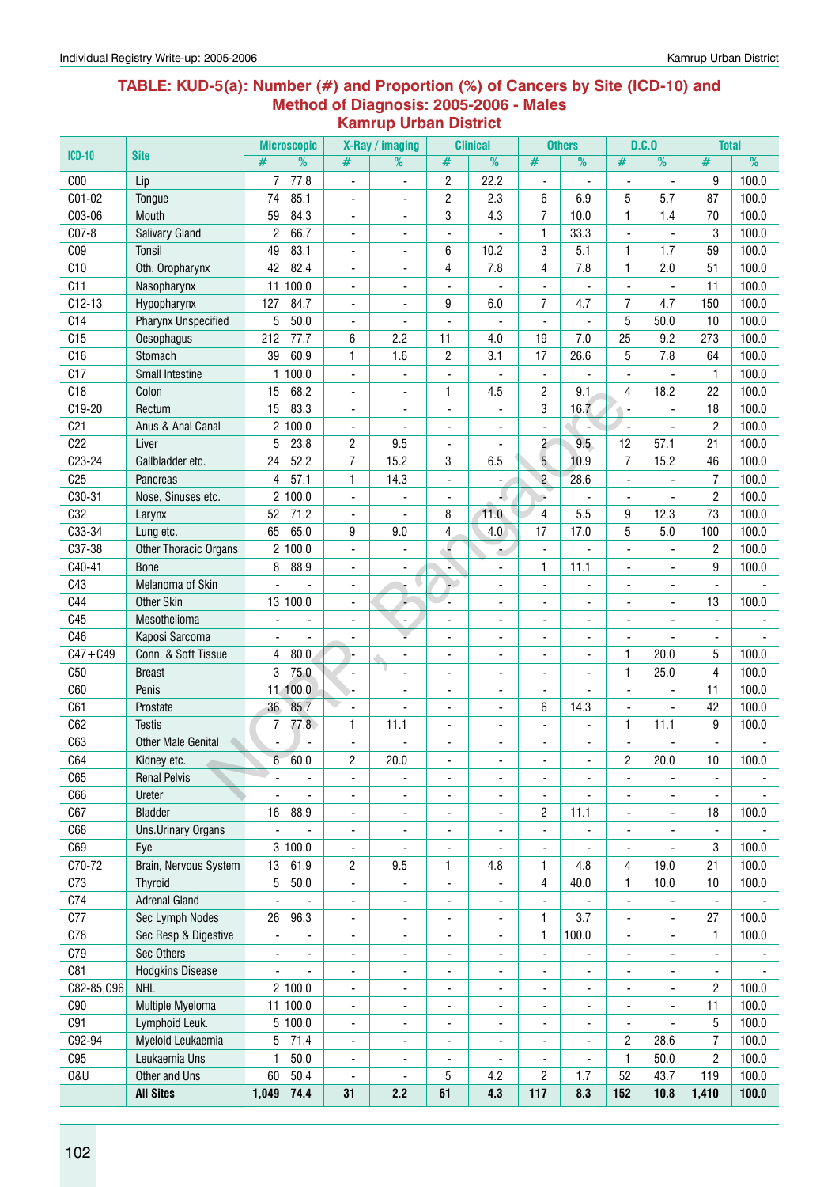## TABLE: KUD-5(a): Number (#) and Proportion (%) of Cancers by Site (ICD-10) and Method of Diagnosis: 2005-2006 - Males
### Kamrup Urban District

| ICD-10 | Site | Microscopic | | X-Ray / imaging | | Clinical | | Others | | D.C.O | | Total | |
|---|---|---|---|---|---|---|---|---|---|---|---|---|---|
| | | # | % | # | % | # | % | # | % | # | % | # | % |
| C00 | Lip | 7 | 77.8 | - | - | 2 | 22.2 | - | - | - | - | 9 | 100.0 |
| C01-02 | Tongue | 74 | 85.1 | - | - | 2 | 2.3 | 6 | 6.9 | 5 | 5.7 | 87 | 100.0 |
| C03-06 | Mouth | 59 | 84.3 | - | - | 3 | 4.3 | 7 | 10.0 | 1 | 1.4 | 70 | 100.0 |
| C07-8 | Salivary Gland | 2 | 66.7 | - | - | - | - | 1 | 33.3 | - | - | 3 | 100.0 |
| C09 | Tonsil | 49 | 83.1 | - | - | 6 | 10.2 | 3 | 5.1 | 1 | 1.7 | 59 | 100.0 |
| C10 | Oth. Oropharynx | 42 | 82.4 | - | - | 4 | 7.8 | 4 | 7.8 | 1 | 2.0 | 51 | 100.0 |
| C11 | Nasopharynx | 11 | 100.0 | - | - | - | - | - | - | - | - | 11 | 100.0 |
| C12-13 | Hypopharynx | 127 | 84.7 | - | - | 9 | 6.0 | 7 | 4.7 | 7 | 4.7 | 150 | 100.0 |
| C14 | Pharynx Unspecified | 5 | 50.0 | - | - | - | - | - | - | 5 | 50.0 | 10 | 100.0 |
| C15 | Oesophagus | 212 | 77.7 | 6 | 2.2 | 11 | 4.0 | 19 | 7.0 | 25 | 9.2 | 273 | 100.0 |
| C16 | Stomach | 39 | 60.9 | 1 | 1.6 | 2 | 3.1 | 17 | 26.6 | 5 | 7.8 | 64 | 100.0 |
| C17 | Small Intestine | 1 | 100.0 | - | - | - | - | - | - | - | - | 1 | 100.0 |
| C18 | Colon | 15 | 68.2 | - | - | 1 | 4.5 | 2 | 9.1 | 4 | 18.2 | 22 | 100.0 |
| C19-20 | Rectum | 15 | 83.3 | - | - | - | - | 3 | 16.7 | - | - | 18 | 100.0 |
| C21 | Anus & Anal Canal | 2 | 100.0 | - | - | - | - | - | - | - | - | 2 | 100.0 |
| C22 | Liver | 5 | 23.8 | 2 | 9.5 | - | - | 2 | 9.5 | 12 | 57.1 | 21 | 100.0 |
| C23-24 | Gallbladder etc. | 24 | 52.2 | 7 | 15.2 | 3 | 6.5 | 5 | 10.9 | 7 | 15.2 | 46 | 100.0 |
| C25 | Pancreas | 4 | 57.1 | 1 | 14.3 | - | - | 2 | 28.6 | - | - | 7 | 100.0 |
| C30-31 | Nose, Sinuses etc. | 2 | 100.0 | - | - | - | - | - | - | - | - | 2 | 100.0 |
| C32 | Larynx | 52 | 71.2 | - | - | 8 | 11.0 | 4 | 5.5 | 9 | 12.3 | 73 | 100.0 |
| C33-34 | Lung etc. | 65 | 65.0 | 9 | 9.0 | 4 | 4.0 | 17 | 17.0 | 5 | 5.0 | 100 | 100.0 |
| C37-38 | Other Thoracic Organs | 2 | 100.0 | - | - | - | - | - | - | - | - | 2 | 100.0 |
| C40-41 | Bone | 8 | 88.9 | - | - | - | - | 1 | 11.1 | - | - | 9 | 100.0 |
| C43 | Melanoma of Skin | - | - | - | - | - | - | - | - | - | - | - | - |
| C44 | Other Skin | 13 | 100.0 | - | - | - | - | - | - | - | - | 13 | 100.0 |
| C45 | Mesothelioma | - | - | - | - | - | - | - | - | - | - | - | - |
| C46 | Kaposi Sarcoma | - | - | - | - | - | - | - | - | - | - | - | - |
| C47+C49 | Conn. & Soft Tissue | 4 | 80.0 | - | - | - | - | - | - | 1 | 20.0 | 5 | 100.0 |
| C50 | Breast | 3 | 75.0 | - | - | - | - | - | - | 1 | 25.0 | 4 | 100.0 |
| C60 | Penis | 11 | 100.0 | - | - | - | - | - | - | - | - | 11 | 100.0 |
| C61 | Prostate | 36 | 85.7 | - | - | - | - | 6 | 14.3 | - | - | 42 | 100.0 |
| C62 | Testis | 7 | 77.8 | 1 | 11.1 | - | - | - | - | 1 | 11.1 | 9 | 100.0 |
| C63 | Other Male Genital | - | - | - | - | - | - | - | - | - | - | - | - |
| C64 | Kidney etc. | 6 | 60.0 | 2 | 20.0 | - | - | - | - | 2 | 20.0 | 10 | 100.0 |
| C65 | Renal Pelvis | - | - | - | - | - | - | - | - | - | - | - | - |
| C66 | Ureter | - | - | - | - | - | - | - | - | - | - | - | - |
| C67 | Bladder | 16 | 88.9 | - | - | - | - | 2 | 11.1 | - | - | 18 | 100.0 |
| C68 | Uns.Urinary Organs | - | - | - | - | - | - | - | - | - | - | - | - |
| C69 | Eye | 3 | 100.0 | - | - | - | - | - | - | - | - | 3 | 100.0 |
| C70-72 | Brain, Nervous System | 13 | 61.9 | 2 | 9.5 | 1 | 4.8 | 1 | 4.8 | 4 | 19.0 | 21 | 100.0 |
| C73 | Thyroid | 5 | 50.0 | - | - | - | - | 4 | 40.0 | 1 | 10.0 | 10 | 100.0 |
| C74 | Adrenal Gland | - | - | - | - | - | - | - | - | - | - | - | - |
| C77 | Sec Lymph Nodes | 26 | 96.3 | - | - | - | - | 1 | 3.7 | - | - | 27 | 100.0 |
| C78 | Sec Resp & Digestive | - | - | - | - | - | - | 1 | 100.0 | - | - | 1 | 100.0 |
| C79 | Sec Others | - | - | - | - | - | - | - | - | - | - | - | - |
| C81 | Hodgkins Disease | - | - | - | - | - | - | - | - | - | - | - | - |
| C82-85,C96 | NHL | 2 | 100.0 | - | - | - | - | - | - | - | - | 2 | 100.0 |
| C90 | Multiple Myeloma | 11 | 100.0 | - | - | - | - | - | - | - | - | 11 | 100.0 |
| C91 | Lymphoid Leuk. | 5 | 100.0 | - | - | - | - | - | - | - | - | 5 | 100.0 |
| C92-94 | Myeloid Leukaemia | 5 | 71.4 | - | - | - | - | - | - | 2 | 28.6 | 7 | 100.0 |
| C95 | Leukaemia Uns | 1 | 50.0 | - | - | - | - | - | - | 1 | 50.0 | 2 | 100.0 |
| O&U | Other and Uns | 60 | 50.4 | - | - | 5 | 4.2 | 2 | 1.7 | 52 | 43.7 | 119 | 100.0 |
| | **All Sites** | **1,049** | **74.4** | **31** | **2.2** | **61** | **4.3** | **117** | **8.3** | **152** | **10.8** | **1,410** | **100.0** |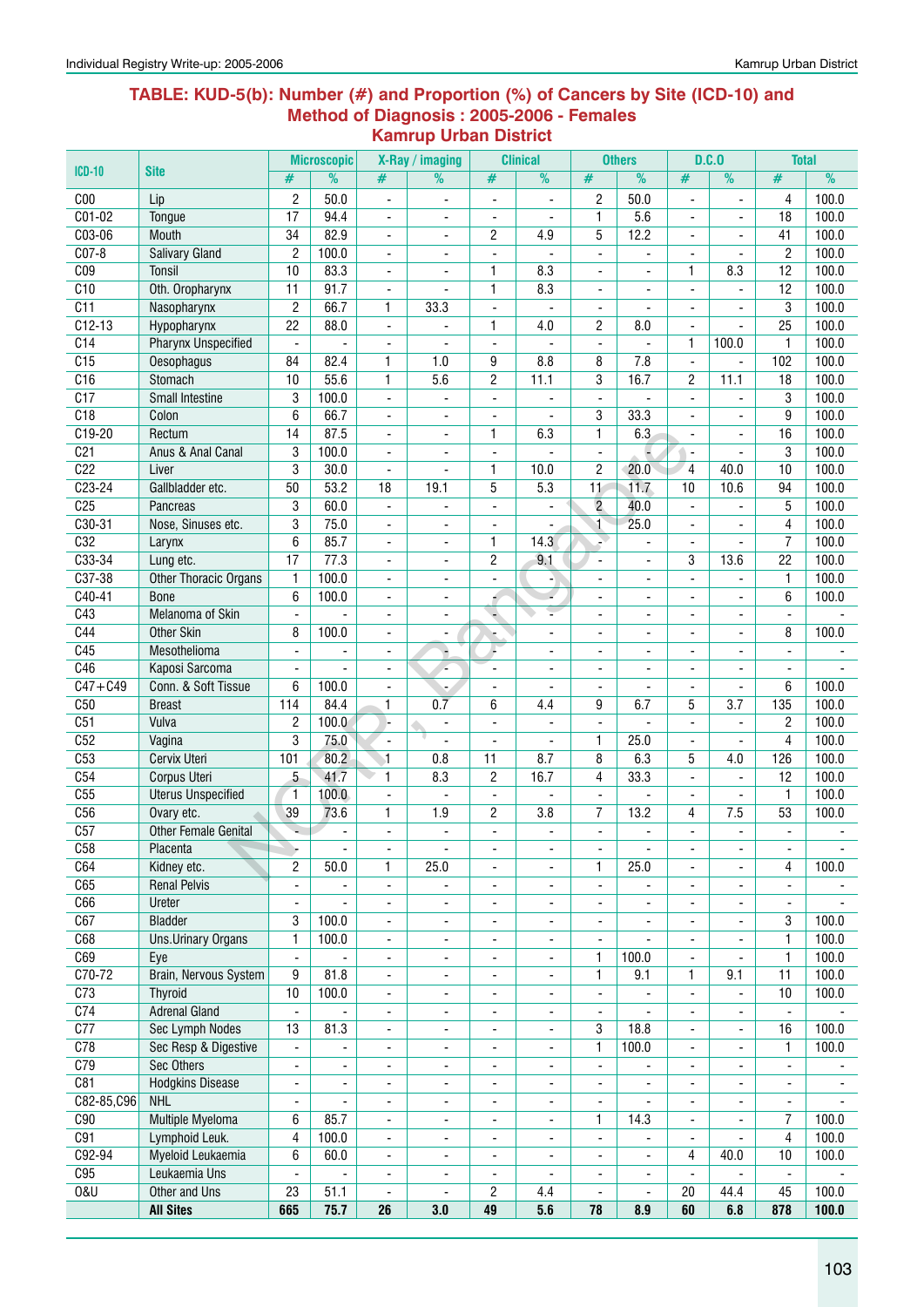## TABLE: KUD-5(b): Number (#) and Proportion (%) of Cancers by Site (ICD-10) and Method of Diagnosis : 2005-2006 - Females
### Kamrup Urban District

| ICD-10 | Site | Microscopic | | X-Ray / imaging | | Clinical | | Others | | D.C.O | | Total | |
|---|---|---|---|---|---|---|---|---|---|---|---|---|---|
| | | # | % | # | % | # | % | # | % | # | % | # | % |
| C00 | Lip | 2 | 50.0 | - | - | - | - | 2 | 50.0 | - | - | 4 | 100.0 |
| C01-02 | Tongue | 17 | 94.4 | - | - | - | - | 1 | 5.6 | - | - | 18 | 100.0 |
| C03-06 | Mouth | 34 | 82.9 | - | - | 2 | 4.9 | 5 | 12.2 | - | - | 41 | 100.0 |
| C07-8 | Salivary Gland | 2 | 100.0 | - | - | - | - | - | - | - | - | 2 | 100.0 |
| C09 | Tonsil | 10 | 83.3 | - | - | 1 | 8.3 | - | - | 1 | 8.3 | 12 | 100.0 |
| C10 | Oth. Oropharynx | 11 | 91.7 | - | - | 1 | 8.3 | - | - | - | - | 12 | 100.0 |
| C11 | Nasopharynx | 2 | 66.7 | 1 | 33.3 | - | - | - | - | - | - | 3 | 100.0 |
| C12-13 | Hypopharynx | 22 | 88.0 | - | - | 1 | 4.0 | 2 | 8.0 | - | - | 25 | 100.0 |
| C14 | Pharynx Unspecified | - | - | - | - | - | - | - | - | 1 | 100.0 | 1 | 100.0 |
| C15 | Oesophagus | 84 | 82.4 | 1 | 1.0 | 9 | 8.8 | 8 | 7.8 | - | - | 102 | 100.0 |
| C16 | Stomach | 10 | 55.6 | 1 | 5.6 | 2 | 11.1 | 3 | 16.7 | 2 | 11.1 | 18 | 100.0 |
| C17 | Small Intestine | 3 | 100.0 | - | - | - | - | - | - | - | - | 3 | 100.0 |
| C18 | Colon | 6 | 66.7 | - | - | - | - | 3 | 33.3 | - | - | 9 | 100.0 |
| C19-20 | Rectum | 14 | 87.5 | - | - | 1 | 6.3 | 1 | 6.3 | - | - | 16 | 100.0 |
| C21 | Anus & Anal Canal | 3 | 100.0 | - | - | - | - | - | - | - | - | 3 | 100.0 |
| C22 | Liver | 3 | 30.0 | - | - | 1 | 10.0 | 2 | 20.0 | 4 | 40.0 | 10 | 100.0 |
| C23-24 | Gallbladder etc. | 50 | 53.2 | 18 | 19.1 | 5 | 5.3 | 11 | 11.7 | 10 | 10.6 | 94 | 100.0 |
| C25 | Pancreas | 3 | 60.0 | - | - | - | - | 2 | 40.0 | - | - | 5 | 100.0 |
| C30-31 | Nose, Sinuses etc. | 3 | 75.0 | - | - | - | - | 1 | 25.0 | - | - | 4 | 100.0 |
| C32 | Larynx | 6 | 85.7 | - | - | 1 | 14.3 | - | - | - | - | 7 | 100.0 |
| C33-34 | Lung etc. | 17 | 77.3 | - | - | 2 | 9.1 | - | - | 3 | 13.6 | 22 | 100.0 |
| C37-38 | Other Thoracic Organs | 1 | 100.0 | - | - | - | - | - | - | - | - | 1 | 100.0 |
| C40-41 | Bone | 6 | 100.0 | - | - | - | - | - | - | - | - | 6 | 100.0 |
| C43 | Melanoma of Skin | - | - | - | - | - | - | - | - | - | - | - | - |
| C44 | Other Skin | 8 | 100.0 | - | - | - | - | - | - | - | - | 8 | 100.0 |
| C45 | Mesothelioma | - | - | - | - | - | - | - | - | - | - | - | - |
| C46 | Kaposi Sarcoma | - | - | - | - | - | - | - | - | - | - | - | - |
| C47+C49 | Conn. & Soft Tissue | 6 | 100.0 | - | - | - | - | - | - | - | - | 6 | 100.0 |
| C50 | Breast | 114 | 84.4 | 1 | 0.7 | 6 | 4.4 | 9 | 6.7 | 5 | 3.7 | 135 | 100.0 |
| C51 | Vulva | 2 | 100.0 | - | - | - | - | - | - | - | - | 2 | 100.0 |
| C52 | Vagina | 3 | 75.0 | - | - | - | - | 1 | 25.0 | - | - | 4 | 100.0 |
| C53 | Cervix Uteri | 101 | 80.2 | 1 | 0.8 | 11 | 8.7 | 8 | 6.3 | 5 | 4.0 | 126 | 100.0 |
| C54 | Corpus Uteri | 5 | 41.7 | 1 | 8.3 | 2 | 16.7 | 4 | 33.3 | - | - | 12 | 100.0 |
| C55 | Uterus Unspecified | 1 | 100.0 | - | - | - | - | - | - | - | - | 1 | 100.0 |
| C56 | Ovary etc. | 39 | 73.6 | 1 | 1.9 | 2 | 3.8 | 7 | 13.2 | 4 | 7.5 | 53 | 100.0 |
| C57 | Other Female Genital | - | - | - | - | - | - | - | - | - | - | - | - |
| C58 | Placenta | - | - | - | - | - | - | - | - | - | - | - | - |
| C64 | Kidney etc. | 2 | 50.0 | 1 | 25.0 | - | - | 1 | 25.0 | - | - | 4 | 100.0 |
| C65 | Renal Pelvis | - | - | - | - | - | - | - | - | - | - | - | - |
| C66 | Ureter | - | - | - | - | - | - | - | - | - | - | - | - |
| C67 | Bladder | 3 | 100.0 | - | - | - | - | - | - | - | - | 3 | 100.0 |
| C68 | Uns.Urinary Organs | 1 | 100.0 | - | - | - | - | - | - | - | - | 1 | 100.0 |
| C69 | Eye | - | - | - | - | - | - | 1 | 100.0 | - | - | 1 | 100.0 |
| C70-72 | Brain, Nervous System | 9 | 81.8 | - | - | - | - | 1 | 9.1 | 1 | 9.1 | 11 | 100.0 |
| C73 | Thyroid | 10 | 100.0 | - | - | - | - | - | - | - | - | 10 | 100.0 |
| C74 | Adrenal Gland | - | - | - | - | - | - | - | - | - | - | - | - |
| C77 | Sec Lymph Nodes | 13 | 81.3 | - | - | - | - | 3 | 18.8 | - | - | 16 | 100.0 |
| C78 | Sec Resp & Digestive | - | - | - | - | - | - | 1 | 100.0 | - | - | 1 | 100.0 |
| C79 | Sec Others | - | - | - | - | - | - | - | - | - | - | - | - |
| C81 | Hodgkins Disease | - | - | - | - | - | - | - | - | - | - | - | - |
| C82-85,C96 | NHL | - | - | - | - | - | - | - | - | - | - | - | - |
| C90 | Multiple Myeloma | 6 | 85.7 | - | - | - | - | 1 | 14.3 | - | - | 7 | 100.0 |
| C91 | Lymphoid Leuk. | 4 | 100.0 | - | - | - | - | - | - | - | - | 4 | 100.0 |
| C92-94 | Myeloid Leukaemia | 6 | 60.0 | - | - | - | - | - | - | 4 | 40.0 | 10 | 100.0 |
| C95 | Leukaemia Uns | - | - | - | - | - | - | - | - | - | - | - | - |
| O&U | Other and Uns | 23 | 51.1 | - | - | 2 | 4.4 | - | - | 20 | 44.4 | 45 | 100.0 |
| | **All Sites** | **665** | **75.7** | **26** | **3.0** | **49** | **5.6** | **78** | **8.9** | **60** | **6.8** | **878** | **100.0** |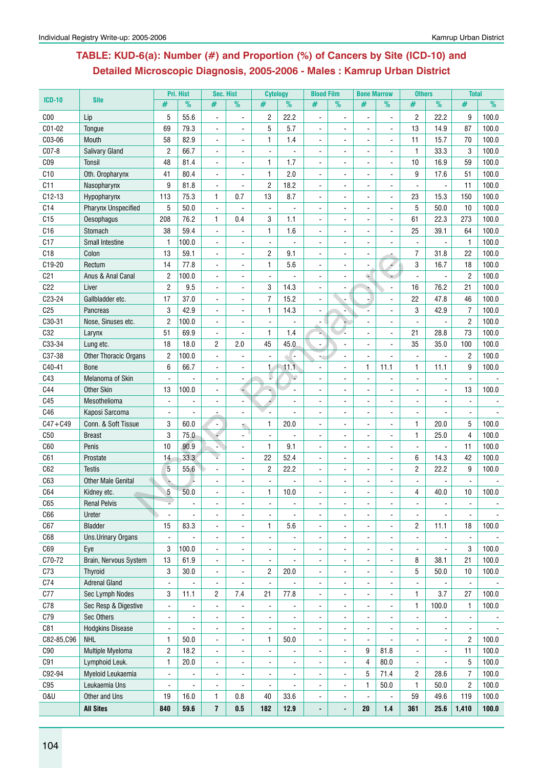## TABLE: KUD-6(a): Number (#) and Proportion (%) of Cancers by Site (ICD-10) and Detailed Microscopic Diagnosis, 2005-2006 - Males : Kamrup Urban District

| ICD-10 | Site | Pri. Hist | | Sec. Hist | | Cytology | | Blood Film | | Bone Marrow | | Others | | Total | |
|---|---|---|---|---|---|---|---|---|---|---|---|---|---|---|---|
| | | # | % | # | % | # | % | # | % | # | % | # | % | # | % |
| C00 | Lip | 5 | 55.6 | - | - | 2 | 22.2 | - | - | - | - | 2 | 22.2 | 9 | 100.0 |
| C01-02 | Tongue | 69 | 79.3 | - | - | 5 | 5.7 | - | - | - | - | 13 | 14.9 | 87 | 100.0 |
| C03-06 | Mouth | 58 | 82.9 | - | - | 1 | 1.4 | - | - | - | - | 11 | 15.7 | 70 | 100.0 |
| C07-8 | Salivary Gland | 2 | 66.7 | - | - | - | - | - | - | - | - | 1 | 33.3 | 3 | 100.0 |
| C09 | Tonsil | 48 | 81.4 | - | - | 1 | 1.7 | - | - | - | - | 10 | 16.9 | 59 | 100.0 |
| C10 | Oth. Oropharynx | 41 | 80.4 | - | - | 1 | 2.0 | - | - | - | - | 9 | 17.6 | 51 | 100.0 |
| C11 | Nasopharynx | 9 | 81.8 | - | - | 2 | 18.2 | - | - | - | - | - | - | 11 | 100.0 |
| C12-13 | Hypopharynx | 113 | 75.3 | 1 | 0.7 | 13 | 8.7 | - | - | - | - | 23 | 15.3 | 150 | 100.0 |
| C14 | Pharynx Unspecified | 5 | 50.0 | - | - | - | - | - | - | - | - | 5 | 50.0 | 10 | 100.0 |
| C15 | Oesophagus | 208 | 76.2 | 1 | 0.4 | 3 | 1.1 | - | - | - | - | 61 | 22.3 | 273 | 100.0 |
| C16 | Stomach | 38 | 59.4 | - | - | 1 | 1.6 | - | - | - | - | 25 | 39.1 | 64 | 100.0 |
| C17 | Small Intestine | 1 | 100.0 | - | - | - | - | - | - | - | - | - | - | 1 | 100.0 |
| C18 | Colon | 13 | 59.1 | - | - | 2 | 9.1 | - | - | - | - | 7 | 31.8 | 22 | 100.0 |
| C19-20 | Rectum | 14 | 77.8 | - | - | 1 | 5.6 | - | - | - | - | 3 | 16.7 | 18 | 100.0 |
| C21 | Anus & Anal Canal | 2 | 100.0 | - | - | - | - | - | - | - | - | - | - | 2 | 100.0 |
| C22 | Liver | 2 | 9.5 | - | - | 3 | 14.3 | - | - | - | - | 16 | 76.2 | 21 | 100.0 |
| C23-24 | Gallbladder etc. | 17 | 37.0 | - | - | 7 | 15.2 | - | - | - | - | 22 | 47.8 | 46 | 100.0 |
| C25 | Pancreas | 3 | 42.9 | - | - | 1 | 14.3 | - | - | - | - | 3 | 42.9 | 7 | 100.0 |
| C30-31 | Nose, Sinuses etc. | 2 | 100.0 | - | - | - | - | - | - | - | - | - | - | 2 | 100.0 |
| C32 | Larynx | 51 | 69.9 | - | - | 1 | 1.4 | - | - | - | - | 21 | 28.8 | 73 | 100.0 |
| C33-34 | Lung etc. | 18 | 18.0 | 2 | 2.0 | 45 | 45.0 | - | - | - | - | 35 | 35.0 | 100 | 100.0 |
| C37-38 | Other Thoracic Organs | 2 | 100.0 | - | - | - | - | - | - | - | - | - | - | 2 | 100.0 |
| C40-41 | Bone | 6 | 66.7 | - | - | 1 | 11.1 | - | - | 1 | 11.1 | 1 | 11.1 | 9 | 100.0 |
| C43 | Melanoma of Skin | - | - | - | - | - | - | - | - | - | - | - | - | - | - |
| C44 | Other Skin | 13 | 100.0 | - | - | - | - | - | - | - | - | - | - | 13 | 100.0 |
| C45 | Mesothelioma | - | - | - | - | - | - | - | - | - | - | - | - | - | - |
| C46 | Kaposi Sarcoma | - | - | - | - | - | - | - | - | - | - | - | - | - | - |
| C47+C49 | Conn. & Soft Tissue | 3 | 60.0 | - | - | 1 | 20.0 | - | - | - | - | 1 | 20.0 | 5 | 100.0 |
| C50 | Breast | 3 | 75.0 | - | - | - | - | - | - | - | - | 1 | 25.0 | 4 | 100.0 |
| C60 | Penis | 10 | 90.9 | - | - | 1 | 9.1 | - | - | - | - | - | - | 11 | 100.0 |
| C61 | Prostate | 14 | 33.3 | - | - | 22 | 52.4 | - | - | - | - | 6 | 14.3 | 42 | 100.0 |
| C62 | Testis | 5 | 55.6 | - | - | 2 | 22.2 | - | - | - | - | 2 | 22.2 | 9 | 100.0 |
| C63 | Other Male Genital | - | - | - | - | - | - | - | - | - | - | - | - | - | - |
| C64 | Kidney etc. | 5 | 50.0 | - | - | 1 | 10.0 | - | - | - | - | 4 | 40.0 | 10 | 100.0 |
| C65 | Renal Pelvis | - | - | - | - | - | - | - | - | - | - | - | - | - | - |
| C66 | Ureter | - | - | - | - | - | - | - | - | - | - | - | - | - | - |
| C67 | Bladder | 15 | 83.3 | - | - | 1 | 5.6 | - | - | - | - | 2 | 11.1 | 18 | 100.0 |
| C68 | Uns.Urinary Organs | - | - | - | - | - | - | - | - | - | - | - | - | - | - |
| C69 | Eye | 3 | 100.0 | - | - | - | - | - | - | - | - | - | - | 3 | 100.0 |
| C70-72 | Brain, Nervous System | 13 | 61.9 | - | - | - | - | - | - | - | - | 8 | 38.1 | 21 | 100.0 |
| C73 | Thyroid | 3 | 30.0 | - | - | 2 | 20.0 | - | - | - | - | 5 | 50.0 | 10 | 100.0 |
| C74 | Adrenal Gland | - | - | - | - | - | - | - | - | - | - | - | - | - | - |
| C77 | Sec Lymph Nodes | 3 | 11.1 | 2 | 7.4 | 21 | 77.8 | - | - | - | - | 1 | 3.7 | 27 | 100.0 |
| C78 | Sec Resp & Digestive | - | - | - | - | - | - | - | - | - | - | 1 | 100.0 | 1 | 100.0 |
| C79 | Sec Others | - | - | - | - | - | - | - | - | - | - | - | - | - | - |
| C81 | Hodgkins Disease | - | - | - | - | - | - | - | - | - | - | - | - | - | - |
| C82-85,C96 | NHL | 1 | 50.0 | - | - | 1 | 50.0 | - | - | - | - | - | - | 2 | 100.0 |
| C90 | Multiple Myeloma | 2 | 18.2 | - | - | - | - | - | - | 9 | 81.8 | - | - | 11 | 100.0 |
| C91 | Lymphoid Leuk. | 1 | 20.0 | - | - | - | - | - | - | 4 | 80.0 | - | - | 5 | 100.0 |
| C92-94 | Myeloid Leukaemia | - | - | - | - | - | - | - | - | 5 | 71.4 | 2 | 28.6 | 7 | 100.0 |
| C95 | Leukaemia Uns | - | - | - | - | - | - | - | - | 1 | 50.0 | 1 | 50.0 | 2 | 100.0 |
| O&U | Other and Uns | 19 | 16.0 | 1 | 0.8 | 40 | 33.6 | - | - | - | - | 59 | 49.6 | 119 | 100.0 |
| | **All Sites** | **840** | **59.6** | **7** | **0.5** | **182** | **12.9** | **-** | **-** | **20** | **1.4** | **361** | **25.6** | **1,410** | **100.0** |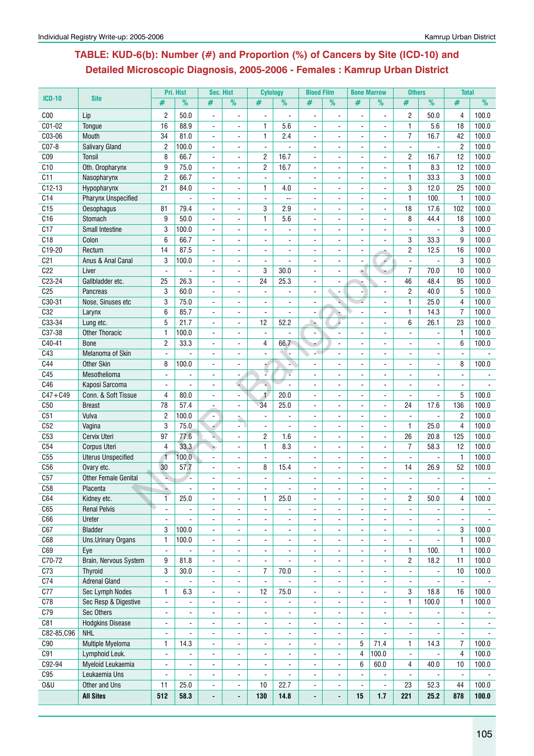## TABLE: KUD-6(b): Number (#) and Proportion (%) of Cancers by Site (ICD-10) and Detailed Microscopic Diagnosis, 2005-2006 - Females : Kamrup Urban District

| ICD-10 | Site | Pri. Hist | | Sec. Hist | | Cytology | | Blood Film | | Bone Marrow | | Others | | Total | |
|---|---|---|---|---|---|---|---|---|---|---|---|---|---|---|---|
| | | # | % | # | % | # | % | # | % | # | % | # | % | # | % |
| C00 | Lip | 2 | 50.0 | - | - | - | - | - | - | - | - | 2 | 50.0 | 4 | 100.0 |
| C01-02 | Tongue | 16 | 88.9 | - | - | 1 | 5.6 | - | - | - | - | 1 | 5.6 | 18 | 100.0 |
| C03-06 | Mouth | 34 | 81.0 | - | - | 1 | 2.4 | - | - | - | - | 7 | 16.7 | 42 | 100.0 |
| C07-8 | Salivary Gland | 2 | 100.0 | - | - | - | - | - | - | - | - | - | - | 2 | 100.0 |
| C09 | Tonsil | 8 | 66.7 | - | - | 2 | 16.7 | - | - | - | - | 2 | 16.7 | 12 | 100.0 |
| C10 | Oth. Oropharynx | 9 | 75.0 | - | - | 2 | 16.7 | - | - | - | - | 1 | 8.3 | 12 | 100.0 |
| C11 | Nasopharynx | 2 | 66.7 | - | - | - | - | - | - | - | - | 1 | 33.3 | 3 | 100.0 |
| C12-13 | Hypopharynx | 21 | 84.0 | - | - | 1 | 4.0 | - | - | - | - | 3 | 12.0 | 25 | 100.0 |
| C14 | Pharynx Unspecified | | - | - | - | - | -- | - | - | - | - | 1 | 100. | 1 | 100.0 |
| C15 | Oesophagus | 81 | 79.4 | - | - | 3 | 2.9 | - | - | - | - | 18 | 17.6 | 102 | 100.0 |
| C16 | Stomach | 9 | 50.0 | - | - | 1 | 5.6 | - | - | - | - | 8 | 44.4 | 18 | 100.0 |
| C17 | Small Intestine | 3 | 100.0 | - | - | - | - | - | - | - | - | - | - | 3 | 100.0 |
| C18 | Colon | 6 | 66.7 | - | - | - | - | - | - | - | - | 3 | 33.3 | 9 | 100.0 |
| C19-20 | Rectum | 14 | 87.5 | - | - | - | - | - | - | - | - | 2 | 12.5 | 16 | 100.0 |
| C21 | Anus & Anal Canal | 3 | 100.0 | - | - | - | - | - | - | - | - | - | - | 3 | 100.0 |
| C22 | Liver | - | - | - | - | 3 | 30.0 | - | - | - | - | 7 | 70.0 | 10 | 100.0 |
| C23-24 | Gallbladder etc. | 25 | 26.3 | - | - | 24 | 25.3 | - | - | - | - | 46 | 48.4 | 95 | 100.0 |
| C25 | Pancreas | 3 | 60.0 | - | - | - | - | - | - | - | - | 2 | 40.0 | 5 | 100.0 |
| C30-31 | Nose, Sinuses etc | 3 | 75.0 | - | - | - | - | - | - | - | - | 1 | 25.0 | 4 | 100.0 |
| C32 | Larynx | 6 | 85.7 | - | - | - | - | - | - | - | - | 1 | 14.3 | 7 | 100.0 |
| C33-34 | Lung etc. | 5 | 21.7 | - | - | 12 | 52.2 | - | - | - | - | 6 | 26.1 | 23 | 100.0 |
| C37-38 | Other Thoracic | 1 | 100.0 | - | - | - | - | - | - | - | - | - | - | 1 | 100.0 |
| C40-41 | Bone | 2 | 33.3 | - | - | 4 | 66.7 | - | - | - | - | - | - | 6 | 100.0 |
| C43 | Melanoma of Skin | - | - | - | - | - | - | - | - | - | - | - | - | - | - |
| C44 | Other Skin | 8 | 100.0 | - | - | - | - | - | - | - | - | - | - | 8 | 100.0 |
| C45 | Mesothelioma | - | - | - | - | - | - | - | - | - | - | - | - | - | - |
| C46 | Kaposi Sarcoma | - | - | - | - | - | - | - | - | - | - | - | - | - | - |
| C47+C49 | Conn. & Soft Tissue | 4 | 80.0 | - | - | 1 | 20.0 | - | - | - | - | - | - | 5 | 100.0 |
| C50 | Breast | 78 | 57.4 | - | - | 34 | 25.0 | - | - | - | - | 24 | 17.6 | 136 | 100.0 |
| C51 | Vulva | 2 | 100.0 | - | - | - | - | - | - | - | - | - | - | 2 | 100.0 |
| C52 | Vagina | 3 | 75.0 | - | - | - | - | - | - | - | - | 1 | 25.0 | 4 | 100.0 |
| C53 | Cervix Uteri | 97 | 77.6 | - | - | 2 | 1.6 | - | - | - | - | 26 | 20.8 | 125 | 100.0 |
| C54 | Corpus Uteri | 4 | 33.3 | - | - | 1 | 8.3 | - | - | - | - | 7 | 58.3 | 12 | 100.0 |
| C55 | Uterus Unspecified | 1 | 100.0 | - | - | - | - | - | - | - | - | - | - | 1 | 100.0 |
| C56 | Ovary etc. | 30 | 57.7 | - | - | 8 | 15.4 | - | - | - | - | 14 | 26.9 | 52 | 100.0 |
| C57 | Other Female Genital | - | - | - | - | - | - | - | - | - | - | - | - | - | - |
| C58 | Placenta | - | - | - | - | - | - | - | - | - | - | - | - | - | - |
| C64 | Kidney etc. | 1 | 25.0 | - | - | 1 | 25.0 | - | - | - | - | 2 | 50.0 | 4 | 100.0 |
| C65 | Renal Pelvis | - | - | - | - | - | - | - | - | - | - | - | - | - | - |
| C66 | Ureter | - | - | - | - | - | - | - | - | - | - | - | - | - | - |
| C67 | Bladder | 3 | 100.0 | - | - | - | - | - | - | - | - | - | - | 3 | 100.0 |
| C68 | Uns.Urinary Organs | 1 | 100.0 | - | - | - | - | - | - | - | - | - | - | 1 | 100.0 |
| C69 | Eye | - | - | - | - | - | - | - | - | - | - | 1 | 100. | 1 | 100.0 |
| C70-72 | Brain, Nervous System | 9 | 81.8 | - | - | - | - | - | - | - | - | 2 | 18.2 | 11 | 100.0 |
| C73 | Thyroid | 3 | 30.0 | - | - | 7 | 70.0 | - | - | - | - | - | - | 10 | 100.0 |
| C74 | Adrenal Gland | - | - | - | - | - | - | - | - | - | - | - | - | - | - |
| C77 | Sec Lymph Nodes | 1 | 6.3 | - | - | 12 | 75.0 | - | - | - | - | 3 | 18.8 | 16 | 100.0 |
| C78 | Sec Resp & Digestive | - | - | - | - | - | - | - | - | - | - | 1 | 100.0 | 1 | 100.0 |
| C79 | Sec Others | - | - | - | - | - | - | - | - | - | - | - | - | - | - |
| C81 | Hodgkins Disease | - | - | - | - | - | - | - | - | - | - | - | - | - | - |
| C82-85,C96 | NHL | - | - | - | - | - | - | - | - | - | - | - | - | - | - |
| C90 | Multiple Myeloma | 1 | 14.3 | - | - | - | - | - | - | 5 | 71.4 | 1 | 14.3 | 7 | 100.0 |
| C91 | Lymphoid Leuk. | - | - | - | - | - | - | - | - | 4 | 100.0 | - | - | 4 | 100.0 |
| C92-94 | Myeloid Leukaemia | - | - | - | - | - | - | - | - | 6 | 60.0 | 4 | 40.0 | 10 | 100.0 |
| C95 | Leukaemia Uns | - | - | - | - | - | - | - | - | - | - | - | - | - | - |
| O&U | Other and Uns | 11 | 25.0 | - | - | 10 | 22.7 | - | - | - | - | 23 | 52.3 | 44 | 100.0 |
| | **All Sites** | **512** | **58.3** | **-** | **-** | **130** | **14.8** | **-** | **-** | **15** | **1.7** | **221** | **25.2** | **878** | **100.0** |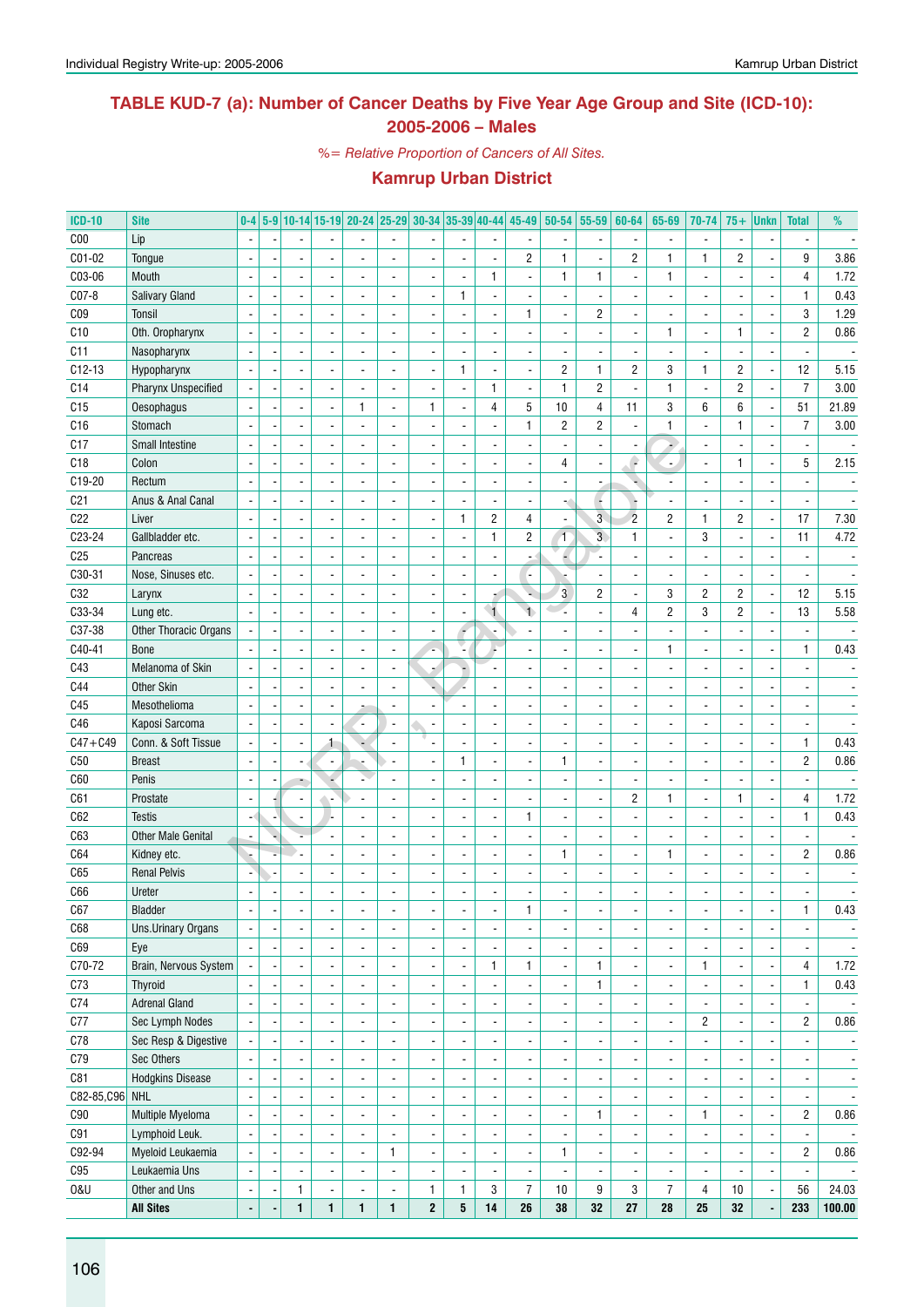## TABLE KUD-7 (a): Number of Cancer Deaths by Five Year Age Group and Site (ICD-10): 2005-2006 – Males

*%= Relative Proportion of Cancers of All Sites.*

### Kamrup Urban District

| ICD-10 | Site | 0-4 | 5-9 | 10-14 | 15-19 | 20-24 | 25-29 | 30-34 | 35-39 | 40-44 | 45-49 | 50-54 | 55-59 | 60-64 | 65-69 | 70-74 | 75+ | Unkn | Total | % |
|---|---|---|---|---|---|---|---|---|---|---|---|---|---|---|---|---|---|---|---|---|
| C00 | Lip | - | - | - | - | - | - | - | - | - | - | - | - | - | - | - | - | - | - | - |
| C01-02 | Tongue | - | - | - | - | - | - | - | - | - | 2 | 1 | - | 2 | 1 | 1 | 2 | - | 9 | 3.86 |
| C03-06 | Mouth | - | - | - | - | - | - | - | - | 1 | - | 1 | 1 | - | 1 | - | - | - | 4 | 1.72 |
| C07-8 | Salivary Gland | - | - | - | - | - | - | - | 1 | - | - | - | - | - | - | - | - | - | 1 | 0.43 |
| C09 | Tonsil | - | - | - | - | - | - | - | - | - | 1 | - | 2 | - | - | - | - | - | 3 | 1.29 |
| C10 | Oth. Oropharynx | - | - | - | - | - | - | - | - | - | - | - | - | - | 1 | - | 1 | - | 2 | 0.86 |
| C11 | Nasopharynx | - | - | - | - | - | - | - | - | - | - | - | - | - | - | - | - | - | - | - |
| C12-13 | Hypopharynx | - | - | - | - | - | - | - | 1 | - | - | 2 | 1 | 2 | 3 | 1 | 2 | - | 12 | 5.15 |
| C14 | Pharynx Unspecified | - | - | - | - | - | - | - | - | 1 | - | 1 | 2 | - | 1 | - | 2 | - | 7 | 3.00 |
| C15 | Oesophagus | - | - | - | - | 1 | - | 1 | - | 4 | 5 | 10 | 4 | 11 | 3 | 6 | 6 | - | 51 | 21.89 |
| C16 | Stomach | - | - | - | - | - | - | - | - | - | 1 | 2 | 2 | - | 1 | - | 1 | - | 7 | 3.00 |
| C17 | Small Intestine | - | - | - | - | - | - | - | - | - | - | - | - | - | - | - | - | - | - | - |
| C18 | Colon | - | - | - | - | - | - | - | - | - | - | 4 | - | - | - | - | 1 | - | 5 | 2.15 |
| C19-20 | Rectum | - | - | - | - | - | - | - | - | - | - | - | - | - | - | - | - | - | - | - |
| C21 | Anus & Anal Canal | - | - | - | - | - | - | - | - | - | - | - | - | - | - | - | - | - | - | - |
| C22 | Liver | - | - | - | - | - | - | - | 1 | 2 | 4 | - | 3 | 2 | 2 | 1 | 2 | - | 17 | 7.30 |
| C23-24 | Gallbladder etc. | - | - | - | - | - | - | - | - | 1 | 2 | 1 | 3 | 1 | - | 3 | - | - | 11 | 4.72 |
| C25 | Pancreas | - | - | - | - | - | - | - | - | - | - | - | - | - | - | - | - | - | - | - |
| C30-31 | Nose, Sinuses etc. | - | - | - | - | - | - | - | - | - | - | - | - | - | - | - | - | - | - | - |
| C32 | Larynx | - | - | - | - | - | - | - | - | - | - | 3 | 2 | - | 3 | 2 | 2 | - | 12 | 5.15 |
| C33-34 | Lung etc. | - | - | - | - | - | - | - | - | 1 | 1 | - | - | 4 | 2 | 3 | 2 | - | 13 | 5.58 |
| C37-38 | Other Thoracic Organs | - | - | - | - | - | - | - | - | - | - | - | - | - | - | - | - | - | - | - |
| C40-41 | Bone | - | - | - | - | - | - | - | - | - | - | - | - | - | 1 | - | - | - | 1 | 0.43 |
| C43 | Melanoma of Skin | - | - | - | - | - | - | - | - | - | - | - | - | - | - | - | - | - | - | - |
| C44 | Other Skin | - | - | - | - | - | - | - | - | - | - | - | - | - | - | - | - | - | - | - |
| C45 | Mesothelioma | - | - | - | - | - | - | - | - | - | - | - | - | - | - | - | - | - | - | - |
| C46 | Kaposi Sarcoma | - | - | - | - | - | - | - | - | - | - | - | - | - | - | - | - | - | - | - |
| C47+C49 | Conn. & Soft Tissue | - | - | - | 1 | - | - | - | - | - | - | - | - | - | - | - | - | - | 1 | 0.43 |
| C50 | Breast | - | - | - | - | - | - | - | 1 | - | - | 1 | - | - | - | - | - | - | 2 | 0.86 |
| C60 | Penis | - | - | - | - | - | - | - | - | - | - | - | - | - | - | - | - | - | - | - |
| C61 | Prostate | - | - | - | - | - | - | - | - | - | - | - | - | 2 | 1 | - | 1 | - | 4 | 1.72 |
| C62 | Testis | - | - | - | - | - | - | - | - | - | 1 | - | - | - | - | - | - | - | 1 | 0.43 |
| C63 | Other Male Genital | - | - | - | - | - | - | - | - | - | - | - | - | - | - | - | - | - | - | - |
| C64 | Kidney etc. | - | - | - | - | - | - | - | - | - | - | 1 | - | - | 1 | - | - | - | 2 | 0.86 |
| C65 | Renal Pelvis | - | - | - | - | - | - | - | - | - | - | - | - | - | - | - | - | - | - | - |
| C66 | Ureter | - | - | - | - | - | - | - | - | - | - | - | - | - | - | - | - | - | - | - |
| C67 | Bladder | - | - | - | - | - | - | - | - | - | 1 | - | - | - | - | - | - | - | 1 | 0.43 |
| C68 | Uns.Urinary Organs | - | - | - | - | - | - | - | - | - | - | - | - | - | - | - | - | - | - | - |
| C69 | Eye | - | - | - | - | - | - | - | - | - | - | - | - | - | - | - | - | - | - | - |
| C70-72 | Brain, Nervous System | - | - | - | - | - | - | - | - | 1 | 1 | - | 1 | - | - | 1 | - | - | 4 | 1.72 |
| C73 | Thyroid | - | - | - | - | - | - | - | - | - | - | - | 1 | - | - | - | - | - | 1 | 0.43 |
| C74 | Adrenal Gland | - | - | - | - | - | - | - | - | - | - | - | - | - | - | - | - | - | - | - |
| C77 | Sec Lymph Nodes | - | - | - | - | - | - | - | - | - | - | - | - | - | - | 2 | - | - | 2 | 0.86 |
| C78 | Sec Resp & Digestive | - | - | - | - | - | - | - | - | - | - | - | - | - | - | - | - | - | - | - |
| C79 | Sec Others | - | - | - | - | - | - | - | - | - | - | - | - | - | - | - | - | - | - | - |
| C81 | Hodgkins Disease | - | - | - | - | - | - | - | - | - | - | - | - | - | - | - | - | - | - | - |
| C82-85,C96 | NHL | - | - | - | - | - | - | - | - | - | - | - | - | - | - | - | - | - | - | - |
| C90 | Multiple Myeloma | - | - | - | - | - | - | - | - | - | - | - | 1 | - | - | 1 | - | - | 2 | 0.86 |
| C91 | Lymphoid Leuk. | - | - | - | - | - | - | - | - | - | - | - | - | - | - | - | - | - | - | - |
| C92-94 | Myeloid Leukaemia | - | - | - | - | - | 1 | - | - | - | - | 1 | - | - | - | - | - | - | 2 | 0.86 |
| C95 | Leukaemia Uns | - | - | - | - | - | - | - | - | - | - | - | - | - | - | - | - | - | - | - |
| O&U | Other and Uns | - | - | 1 | - | - | - | 1 | 1 | 3 | 7 | 10 | 9 | 3 | 7 | 4 | 10 | - | 56 | 24.03 |
| | **All Sites** | **-** | **-** | **1** | **1** | **1** | **1** | **2** | **5** | **14** | **26** | **38** | **32** | **27** | **28** | **25** | **32** | **-** | **233** | **100.00** |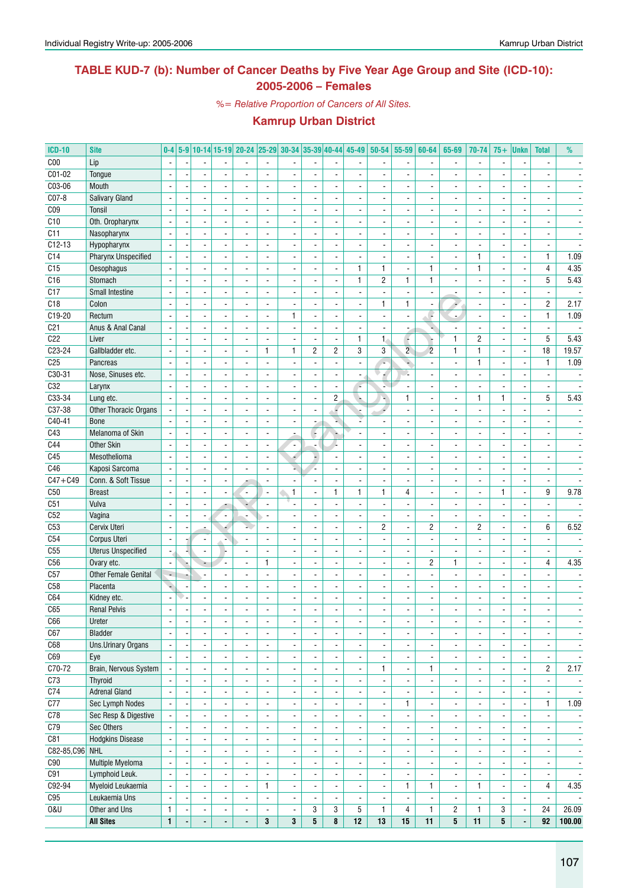# TABLE KUD-7 (b): Number of Cancer Deaths by Five Year Age Group and Site (ICD-10): 2005-2006 – Females

*%= Relative Proportion of Cancers of All Sites.*

## Kamrup Urban District

| ICD-10 | Site | 0-4 | 5-9 | 10-14 | 15-19 | 20-24 | 25-29 | 30-34 | 35-39 | 40-44 | 45-49 | 50-54 | 55-59 | 60-64 | 65-69 | 70-74 | 75+ | Unkn | Total | % |
|---|---|---|---|---|---|---|---|---|---|---|---|---|---|---|---|---|---|---|---|---|
| C00 | Lip | - | - | - | - | - | - | - | - | - | - | - | - | - | - | - | - | - | - | - |
| C01-02 | Tongue | - | - | - | - | - | - | - | - | - | - | - | - | - | - | - | - | - | - | - |
| C03-06 | Mouth | - | - | - | - | - | - | - | - | - | - | - | - | - | - | - | - | - | - | - |
| C07-8 | Salivary Gland | - | - | - | - | - | - | - | - | - | - | - | - | - | - | - | - | - | - | - |
| C09 | Tonsil | - | - | - | - | - | - | - | - | - | - | - | - | - | - | - | - | - | - | - |
| C10 | Oth. Oropharynx | - | - | - | - | - | - | - | - | - | - | - | - | - | - | - | - | - | - | - |
| C11 | Nasopharynx | - | - | - | - | - | - | - | - | - | - | - | - | - | - | - | - | - | - | - |
| C12-13 | Hypopharynx | - | - | - | - | - | - | - | - | - | - | - | - | - | - | - | - | - | - | - |
| C14 | Pharynx Unspecified | - | - | - | - | - | - | - | - | - | - | - | - | - | - | 1 | - | - | 1 | 1.09 |
| C15 | Oesophagus | - | - | - | - | - | - | - | - | - | 1 | 1 | - | 1 | - | 1 | - | - | 4 | 4.35 |
| C16 | Stomach | - | - | - | - | - | - | - | - | - | 1 | 2 | 1 | 1 | - | - | - | - | 5 | 5.43 |
| C17 | Small Intestine | - | - | - | - | - | - | - | - | - | - | - | - | - | - | - | - | - | - | - |
| C18 | Colon | - | - | - | - | - | - | - | - | - | - | 1 | 1 | - | - | - | - | - | 2 | 2.17 |
| C19-20 | Rectum | - | - | - | - | - | - | 1 | - | - | - | - | - | - | - | - | - | - | 1 | 1.09 |
| C21 | Anus & Anal Canal | - | - | - | - | - | - | - | - | - | - | - | - | - | - | - | - | - | - | - |
| C22 | Liver | - | - | - | - | - | - | - | - | - | 1 | 1 | - | - | 1 | 2 | - | - | 5 | 5.43 |
| C23-24 | Gallbladder etc. | - | - | - | - | - | 1 | 1 | 2 | 2 | 3 | 3 | 2 | 2 | 1 | 1 | - | - | 18 | 19.57 |
| C25 | Pancreas | - | - | - | - | - | - | - | - | - | - | - | - | - | - | 1 | - | - | 1 | 1.09 |
| C30-31 | Nose, Sinuses etc. | - | - | - | - | - | - | - | - | - | - | - | - | - | - | - | - | - | - | - |
| C32 | Larynx | - | - | - | - | - | - | - | - | - | - | - | - | - | - | - | - | - | - | - |
| C33-34 | Lung etc. | - | - | - | - | - | - | - | - | 2 | - | - | 1 | - | - | 1 | 1 | - | 5 | 5.43 |
| C37-38 | Other Thoracic Organs | - | - | - | - | - | - | - | - | - | - | - | - | - | - | - | - | - | - | - |
| C40-41 | Bone | - | - | - | - | - | - | - | - | - | - | - | - | - | - | - | - | - | - | - |
| C43 | Melanoma of Skin | - | - | - | - | - | - | - | - | - | - | - | - | - | - | - | - | - | - | - |
| C44 | Other Skin | - | - | - | - | - | - | - | - | - | - | - | - | - | - | - | - | - | - | - |
| C45 | Mesothelioma | - | - | - | - | - | - | - | - | - | - | - | - | - | - | - | - | - | - | - |
| C46 | Kaposi Sarcoma | - | - | - | - | - | - | - | - | - | - | - | - | - | - | - | - | - | - | - |
| C47+C49 | Conn. & Soft Tissue | - | - | - | - | - | - | - | - | - | - | - | - | - | - | - | - | - | - | - |
| C50 | Breast | - | - | - | - | - | - | 1 | - | 1 | 1 | 1 | 4 | - | - | - | 1 | - | 9 | 9.78 |
| C51 | Vulva | - | - | - | - | - | - | - | - | - | - | - | - | - | - | - | - | - | - | - |
| C52 | Vagina | - | - | - | - | - | - | - | - | - | - | - | - | - | - | - | - | - | - | - |
| C53 | Cervix Uteri | - | - | - | - | - | - | - | - | - | - | 2 | - | 2 | - | 2 | - | - | 6 | 6.52 |
| C54 | Corpus Uteri | - | - | - | - | - | - | - | - | - | - | - | - | - | - | - | - | - | - | - |
| C55 | Uterus Unspecified | - | - | - | - | - | - | - | - | - | - | - | - | - | - | - | - | - | - | - |
| C56 | Ovary etc. | - | - | - | - | - | 1 | - | - | - | - | - | - | 2 | 1 | - | - | - | 4 | 4.35 |
| C57 | Other Female Genital | - | - | - | - | - | - | - | - | - | - | - | - | - | - | - | - | - | - | - |
| C58 | Placenta | - | - | - | - | - | - | - | - | - | - | - | - | - | - | - | - | - | - | - |
| C64 | Kidney etc. | - | - | - | - | - | - | - | - | - | - | - | - | - | - | - | - | - | - | - |
| C65 | Renal Pelvis | - | - | - | - | - | - | - | - | - | - | - | - | - | - | - | - | - | - | - |
| C66 | Ureter | - | - | - | - | - | - | - | - | - | - | - | - | - | - | - | - | - | - | - |
| C67 | Bladder | - | - | - | - | - | - | - | - | - | - | - | - | - | - | - | - | - | - | - |
| C68 | Uns.Urinary Organs | - | - | - | - | - | - | - | - | - | - | - | - | - | - | - | - | - | - | - |
| C69 | Eye | - | - | - | - | - | - | - | - | - | - | - | - | - | - | - | - | - | - | - |
| C70-72 | Brain, Nervous System | - | - | - | - | - | - | - | - | - | - | 1 | - | 1 | - | - | - | - | 2 | 2.17 |
| C73 | Thyroid | - | - | - | - | - | - | - | - | - | - | - | - | - | - | - | - | - | - | - |
| C74 | Adrenal Gland | - | - | - | - | - | - | - | - | - | - | - | - | - | - | - | - | - | - | - |
| C77 | Sec Lymph Nodes | - | - | - | - | - | - | - | - | - | - | - | 1 | - | - | - | - | - | 1 | 1.09 |
| C78 | Sec Resp & Digestive | - | - | - | - | - | - | - | - | - | - | - | - | - | - | - | - | - | - | - |
| C79 | Sec Others | - | - | - | - | - | - | - | - | - | - | - | - | - | - | - | - | - | - | - |
| C81 | Hodgkins Disease | - | - | - | - | - | - | - | - | - | - | - | - | - | - | - | - | - | - | - |
| C82-85,C96 | NHL | - | - | - | - | - | - | - | - | - | - | - | - | - | - | - | - | - | - | - |
| C90 | Multiple Myeloma | - | - | - | - | - | - | - | - | - | - | - | - | - | - | - | - | - | - | - |
| C91 | Lymphoid Leuk. | - | - | - | - | - | - | - | - | - | - | - | - | - | - | - | - | - | - | - |
| C92-94 | Myeloid Leukaemia | - | - | - | - | - | 1 | - | - | - | - | - | 1 | 1 | - | 1 | - | - | 4 | 4.35 |
| C95 | Leukaemia Uns | - | - | - | - | - | - | - | - | - | - | - | - | - | - | - | - | - | - | - |
| O&U | Other and Uns | 1 | - | - | - | - | - | - | 3 | 3 | 5 | 1 | 4 | 1 | 2 | 1 | 3 | - | 24 | 26.09 |
| | **All Sites** | **1** | **-** | **-** | **-** | **-** | **3** | **3** | **5** | **8** | **12** | **13** | **15** | **11** | **5** | **11** | **5** | **-** | **92** | **100.00** |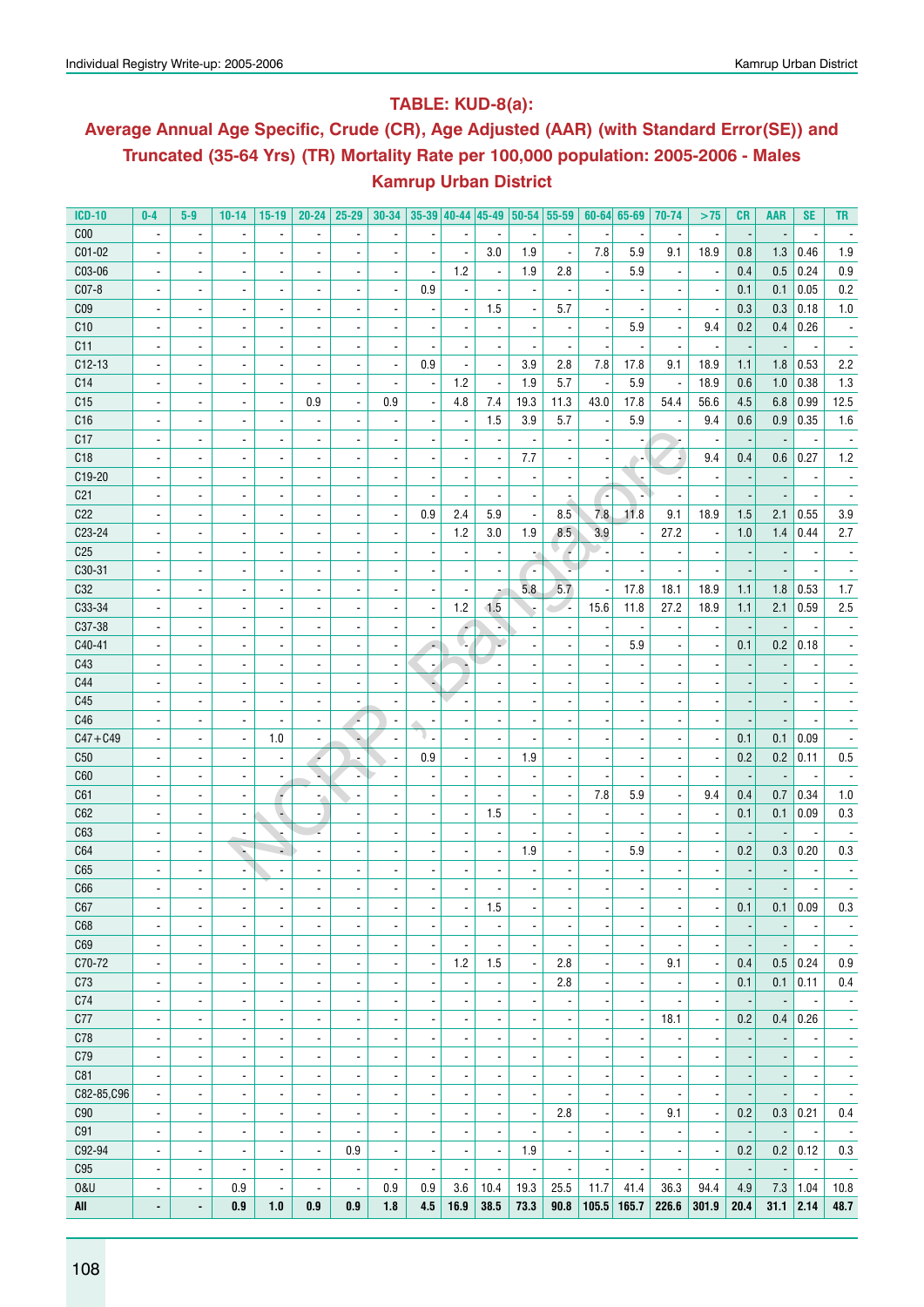### TABLE: KUD-8(a):

### Average Annual Age Specific, Crude (CR), Age Adjusted (AAR) (with Standard Error(SE)) and Truncated (35-64 Yrs) (TR) Mortality Rate per 100,000 population: 2005-2006 - Males Kamrup Urban District

| ICD-10 | 0-4 | 5-9 | 10-14 | 15-19 | 20-24 | 25-29 | 30-34 | 35-39 | 40-44 | 45-49 | 50-54 | 55-59 | 60-64 | 65-69 | 70-74 | >75 | CR | AAR | SE | TR |
|---|---|---|---|---|---|---|---|---|---|---|---|---|---|---|---|---|---|---|---|---|
| C00 | - | - | - | - | - | - | - | - | - | - | - | - | - | - | - | - | - | - | - | - |
| C01-02 | - | - | - | - | - | - | - | - | - | 3.0 | 1.9 | - | 7.8 | 5.9 | 9.1 | 18.9 | 0.8 | 1.3 | 0.46 | 1.9 |
| C03-06 | - | - | - | - | - | - | - | - | 1.2 | - | 1.9 | 2.8 | - | 5.9 | - | - | 0.4 | 0.5 | 0.24 | 0.9 |
| C07-8 | - | - | - | - | - | - | - | 0.9 | - | - | - | - | - | - | - | - | 0.1 | 0.1 | 0.05 | 0.2 |
| C09 | - | - | - | - | - | - | - | - | - | 1.5 | - | 5.7 | - | - | - | - | 0.3 | 0.3 | 0.18 | 1.0 |
| C10 | - | - | - | - | - | - | - | - | - | - | - | - | - | 5.9 | - | 9.4 | 0.2 | 0.4 | 0.26 | - |
| C11 | - | - | - | - | - | - | - | - | - | - | - | - | - | - | - | - | - | - | - | - |
| C12-13 | - | - | - | - | - | - | - | 0.9 | - | - | 3.9 | 2.8 | 7.8 | 17.8 | 9.1 | 18.9 | 1.1 | 1.8 | 0.53 | 2.2 |
| C14 | - | - | - | - | - | - | - | - | 1.2 | - | 1.9 | 5.7 | - | 5.9 | - | 18.9 | 0.6 | 1.0 | 0.38 | 1.3 |
| C15 | - | - | - | - | 0.9 | - | 0.9 | - | 4.8 | 7.4 | 19.3 | 11.3 | 43.0 | 17.8 | 54.4 | 56.6 | 4.5 | 6.8 | 0.99 | 12.5 |
| C16 | - | - | - | - | - | - | - | - | - | 1.5 | 3.9 | 5.7 | - | 5.9 | - | 9.4 | 0.6 | 0.9 | 0.35 | 1.6 |
| C17 | - | - | - | - | - | - | - | - | - | - | - | - | - | - | - | - | - | - | - | - |
| C18 | - | - | - | - | - | - | - | - | - | - | 7.7 | - | - | - | - | 9.4 | 0.4 | 0.6 | 0.27 | 1.2 |
| C19-20 | - | - | - | - | - | - | - | - | - | - | - | - | - | - | - | - | - | - | - | - |
| C21 | - | - | - | - | - | - | - | - | - | - | - | - | - | - | - | - | - | - | - | - |
| C22 | - | - | - | - | - | - | - | 0.9 | 2.4 | 5.9 | - | 8.5 | 7.8 | 11.8 | 9.1 | 18.9 | 1.5 | 2.1 | 0.55 | 3.9 |
| C23-24 | - | - | - | - | - | - | - | - | 1.2 | 3.0 | 1.9 | 8.5 | 3.9 | - | 27.2 | - | 1.0 | 1.4 | 0.44 | 2.7 |
| C25 | - | - | - | - | - | - | - | - | - | - | - | - | - | - | - | - | - | - | - | - |
| C30-31 | - | - | - | - | - | - | - | - | - | - | - | - | - | - | - | - | - | - | - | - |
| C32 | - | - | - | - | - | - | - | - | - | - | 5.8 | 5.7 | - | 17.8 | 18.1 | 18.9 | 1.1 | 1.8 | 0.53 | 1.7 |
| C33-34 | - | - | - | - | - | - | - | - | 1.2 | 1.5 | - | - | 15.6 | 11.8 | 27.2 | 18.9 | 1.1 | 2.1 | 0.59 | 2.5 |
| C37-38 | - | - | - | - | - | - | - | - | - | - | - | - | - | - | - | - | - | - | - | - |
| C40-41 | - | - | - | - | - | - | - | - | - | - | - | - | - | 5.9 | - | - | 0.1 | 0.2 | 0.18 | - |
| C43 | - | - | - | - | - | - | - | - | - | - | - | - | - | - | - | - | - | - | - | - |
| C44 | - | - | - | - | - | - | - | - | - | - | - | - | - | - | - | - | - | - | - | - |
| C45 | - | - | - | - | - | - | - | - | - | - | - | - | - | - | - | - | - | - | - | - |
| C46 | - | - | - | - | - | - | - | - | - | - | - | - | - | - | - | - | - | - | - | - |
| C47+C49 | - | - | - | 1.0 | - | - | - | - | - | - | - | - | - | - | - | - | 0.1 | 0.1 | 0.09 | - |
| C50 | - | - | - | - | - | - | - | 0.9 | - | - | 1.9 | - | - | - | - | - | 0.2 | 0.2 | 0.11 | 0.5 |
| C60 | - | - | - | - | - | - | - | - | - | - | - | - | - | - | - | - | - | - | - | - |
| C61 | - | - | - | - | - | - | - | - | - | - | - | - | 7.8 | 5.9 | - | 9.4 | 0.4 | 0.7 | 0.34 | 1.0 |
| C62 | - | - | - | - | - | - | - | - | - | 1.5 | - | - | - | - | - | - | 0.1 | 0.1 | 0.09 | 0.3 |
| C63 | - | - | - | - | - | - | - | - | - | - | - | - | - | - | - | - | - | - | - | - |
| C64 | - | - | - | - | - | - | - | - | - | - | 1.9 | - | - | 5.9 | - | - | 0.2 | 0.3 | 0.20 | 0.3 |
| C65 | - | - | - | - | - | - | - | - | - | - | - | - | - | - | - | - | - | - | - | - |
| C66 | - | - | - | - | - | - | - | - | - | - | - | - | - | - | - | - | - | - | - | - |
| C67 | - | - | - | - | - | - | - | - | - | 1.5 | - | - | - | - | - | - | 0.1 | 0.1 | 0.09 | 0.3 |
| C68 | - | - | - | - | - | - | - | - | - | - | - | - | - | - | - | - | - | - | - | - |
| C69 | - | - | - | - | - | - | - | - | - | - | - | - | - | - | - | - | - | - | - | - |
| C70-72 | - | - | - | - | - | - | - | - | 1.2 | 1.5 | - | 2.8 | - | - | 9.1 | - | 0.4 | 0.5 | 0.24 | 0.9 |
| C73 | - | - | - | - | - | - | - | - | - | - | - | 2.8 | - | - | - | - | 0.1 | 0.1 | 0.11 | 0.4 |
| C74 | - | - | - | - | - | - | - | - | - | - | - | - | - | - | - | - | - | - | - | - |
| C77 | - | - | - | - | - | - | - | - | - | - | - | - | - | - | 18.1 | - | 0.2 | 0.4 | 0.26 | - |
| C78 | - | - | - | - | - | - | - | - | - | - | - | - | - | - | - | - | - | - | - | - |
| C79 | - | - | - | - | - | - | - | - | - | - | - | - | - | - | - | - | - | - | - | - |
| C81 | - | - | - | - | - | - | - | - | - | - | - | - | - | - | - | - | - | - | - | - |
| C82-85,C96 | - | - | - | - | - | - | - | - | - | - | - | - | - | - | - | - | - | - | - | - |
| C90 | - | - | - | - | - | - | - | - | - | - | - | 2.8 | - | - | 9.1 | - | 0.2 | 0.3 | 0.21 | 0.4 |
| C91 | - | - | - | - | - | - | - | - | - | - | - | - | - | - | - | - | - | - | - | - |
| C92-94 | - | - | - | - | - | 0.9 | - | - | - | - | 1.9 | - | - | - | - | - | 0.2 | 0.2 | 0.12 | 0.3 |
| C95 | - | - | - | - | - | - | - | - | - | - | - | - | - | - | - | - | - | - | - | - |
| O&U | - | - | 0.9 | - | - | - | 0.9 | 0.9 | 3.6 | 10.4 | 19.3 | 25.5 | 11.7 | 41.4 | 36.3 | 94.4 | 4.9 | 7.3 | 1.04 | 10.8 |
| **All** | **-** | **-** | **0.9** | **1.0** | **0.9** | **0.9** | **1.8** | **4.5** | **16.9** | **38.5** | **73.3** | **90.8** | **105.5** | **165.7** | **226.6** | **301.9** | **20.4** | **31.1** | **2.14** | **48.7** |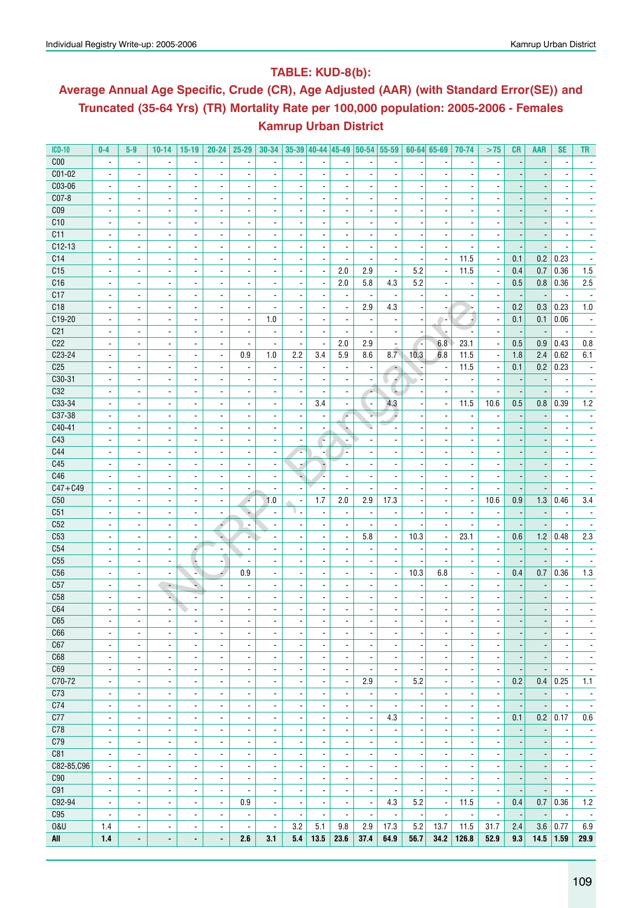## TABLE: KUD-8(b):

## Average Annual Age Specific, Crude (CR), Age Adjusted (AAR) (with Standard Error(SE)) and Truncated (35-64 Yrs) (TR) Mortality Rate per 100,000 population: 2005-2006 - Females

## Kamrup Urban District

| ICD-10 | 0-4 | 5-9 | 10-14 | 15-19 | 20-24 | 25-29 | 30-34 | 35-39 | 40-44 | 45-49 | 50-54 | 55-59 | 60-64 | 65-69 | 70-74 | >75 | CR | AAR | SE | TR |
|---|---|---|---|---|---|---|---|---|---|---|---|---|---|---|---|---|---|---|---|---|
| C00 | - | - | - | - | - | - | - | - | - | - | - | - | - | - | - | - | - | - | - | - |
| C01-02 | - | - | - | - | - | - | - | - | - | - | - | - | - | - | - | - | - | - | - | - |
| C03-06 | - | - | - | - | - | - | - | - | - | - | - | - | - | - | - | - | - | - | - | - |
| C07-8 | - | - | - | - | - | - | - | - | - | - | - | - | - | - | - | - | - | - | - | - |
| C09 | - | - | - | - | - | - | - | - | - | - | - | - | - | - | - | - | - | - | - | - |
| C10 | - | - | - | - | - | - | - | - | - | - | - | - | - | - | - | - | - | - | - | - |
| C11 | - | - | - | - | - | - | - | - | - | - | - | - | - | - | - | - | - | - | - | - |
| C12-13 | - | - | - | - | - | - | - | - | - | - | - | - | - | - | - | - | - | - | - | - |
| C14 | - | - | - | - | - | - | - | - | - | - | - | - | - | - | 11.5 | - | 0.1 | 0.2 | 0.23 | - |
| C15 | - | - | - | - | - | - | - | - | - | 2.0 | 2.9 | - | 5.2 | - | 11.5 | - | 0.4 | 0.7 | 0.36 | 1.5 |
| C16 | - | - | - | - | - | - | - | - | - | 2.0 | 5.8 | 4.3 | 5.2 | - | - | - | 0.5 | 0.8 | 0.36 | 2.5 |
| C17 | - | - | - | - | - | - | - | - | - | - | - | - | - | - | - | - | - | - | - | - |
| C18 | - | - | - | - | - | - | - | - | - | - | 2.9 | 4.3 | - | - | - | - | 0.2 | 0.3 | 0.23 | 1.0 |
| C19-20 | - | - | - | - | - | - | 1.0 | - | - | - | - | - | - | - | - | - | 0.1 | 0.1 | 0.06 | - |
| C21 | - | - | - | - | - | - | - | - | - | - | - | - | - | - | - | - | - | - | - | - |
| C22 | - | - | - | - | - | - | - | - | - | 2.0 | 2.9 | - | - | 6.8 | 23.1 | - | 0.5 | 0.9 | 0.43 | 0.8 |
| C23-24 | - | - | - | - | - | 0.9 | 1.0 | 2.2 | 3.4 | 5.9 | 8.6 | 8.7 | 10.3 | 6.8 | 11.5 | - | 1.8 | 2.4 | 0.62 | 6.1 |
| C25 | - | - | - | - | - | - | - | - | - | - | - | - | - | - | 11.5 | - | 0.1 | 0.2 | 0.23 | - |
| C30-31 | - | - | - | - | - | - | - | - | - | - | - | - | - | - | - | - | - | - | - | - |
| C32 | - | - | - | - | - | - | - | - | - | - | - | - | - | - | - | - | - | - | - | - |
| C33-34 | - | - | - | - | - | - | - | - | 3.4 | - | - | 4.3 | - | - | 11.5 | 10.6 | 0.5 | 0.8 | 0.39 | 1.2 |
| C37-38 | - | - | - | - | - | - | - | - | - | - | - | - | - | - | - | - | - | - | - | - |
| C40-41 | - | - | - | - | - | - | - | - | - | - | - | - | - | - | - | - | - | - | - | - |
| C43 | - | - | - | - | - | - | - | - | - | - | - | - | - | - | - | - | - | - | - | - |
| C44 | - | - | - | - | - | - | - | - | - | - | - | - | - | - | - | - | - | - | - | - |
| C45 | - | - | - | - | - | - | - | - | - | - | - | - | - | - | - | - | - | - | - | - |
| C46 | - | - | - | - | - | - | - | - | - | - | - | - | - | - | - | - | - | - | - | - |
| C47+C49 | - | - | - | - | - | - | - | - | - | - | - | - | - | - | - | - | - | - | - | - |
| C50 | - | - | - | - | - | - | 1.0 | - | 1.7 | 2.0 | 2.9 | 17.3 | - | - | - | 10.6 | 0.9 | 1.3 | 0.46 | 3.4 |
| C51 | - | - | - | - | - | - | - | - | - | - | - | - | - | - | - | - | - | - | - | - |
| C52 | - | - | - | - | - | - | - | - | - | - | - | - | - | - | - | - | - | - | - | - |
| C53 | - | - | - | - | - | - | - | - | - | - | 5.8 | - | 10.3 | - | 23.1 | - | 0.6 | 1.2 | 0.48 | 2.3 |
| C54 | - | - | - | - | - | - | - | - | - | - | - | - | - | - | - | - | - | - | - | - |
| C55 | - | - | - | - | - | - | - | - | - | - | - | - | - | - | - | - | - | - | - | - |
| C56 | - | - | - | - | - | 0.9 | - | - | - | - | - | - | 10.3 | 6.8 | - | - | 0.4 | 0.7 | 0.36 | 1.3 |
| C57 | - | - | - | - | - | - | - | - | - | - | - | - | - | - | - | - | - | - | - | - |
| C58 | - | - | - | - | - | - | - | - | - | - | - | - | - | - | - | - | - | - | - | - |
| C64 | - | - | - | - | - | - | - | - | - | - | - | - | - | - | - | - | - | - | - | - |
| C65 | - | - | - | - | - | - | - | - | - | - | - | - | - | - | - | - | - | - | - | - |
| C66 | - | - | - | - | - | - | - | - | - | - | - | - | - | - | - | - | - | - | - | - |
| C67 | - | - | - | - | - | - | - | - | - | - | - | - | - | - | - | - | - | - | - | - |
| C68 | - | - | - | - | - | - | - | - | - | - | - | - | - | - | - | - | - | - | - | - |
| C69 | - | - | - | - | - | - | - | - | - | - | - | - | - | - | - | - | - | - | - | - |
| C70-72 | - | - | - | - | - | - | - | - | - | - | 2.9 | - | 5.2 | - | - | - | 0.2 | 0.4 | 0.25 | 1.1 |
| C73 | - | - | - | - | - | - | - | - | - | - | - | - | - | - | - | - | - | - | - | - |
| C74 | - | - | - | - | - | - | - | - | - | - | - | - | - | - | - | - | - | - | - | - |
| C77 | - | - | - | - | - | - | - | - | - | - | - | 4.3 | - | - | - | - | 0.1 | 0.2 | 0.17 | 0.6 |
| C78 | - | - | - | - | - | - | - | - | - | - | - | - | - | - | - | - | - | - | - | - |
| C79 | - | - | - | - | - | - | - | - | - | - | - | - | - | - | - | - | - | - | - | - |
| C81 | - | - | - | - | - | - | - | - | - | - | - | - | - | - | - | - | - | - | - | - |
| C82-85,C96 | - | - | - | - | - | - | - | - | - | - | - | - | - | - | - | - | - | - | - | - |
| C90 | - | - | - | - | - | - | - | - | - | - | - | - | - | - | - | - | - | - | - | - |
| C91 | - | - | - | - | - | - | - | - | - | - | - | - | - | - | - | - | - | - | - | - |
| C92-94 | - | - | - | - | - | 0.9 | - | - | - | - | - | 4.3 | 5.2 | - | 11.5 | - | 0.4 | 0.7 | 0.36 | 1.2 |
| C95 | - | - | - | - | - | - | - | - | - | - | - | - | - | - | - | - | - | - | - | - |
| O&U | 1.4 | - | - | - | - | - | - | 3.2 | 5.1 | 9.8 | 2.9 | 17.3 | 5.2 | 13.7 | 11.5 | 31.7 | 2.4 | 3.6 | 0.77 | 6.9 |
| **All** | **1.4** | **-** | **-** | **-** | **-** | **2.6** | **3.1** | **5.4** | **13.5** | **23.6** | **37.4** | **64.9** | **56.7** | **34.2** | **126.8** | **52.9** | **9.3** | **14.5** | **1.59** | **29.9** |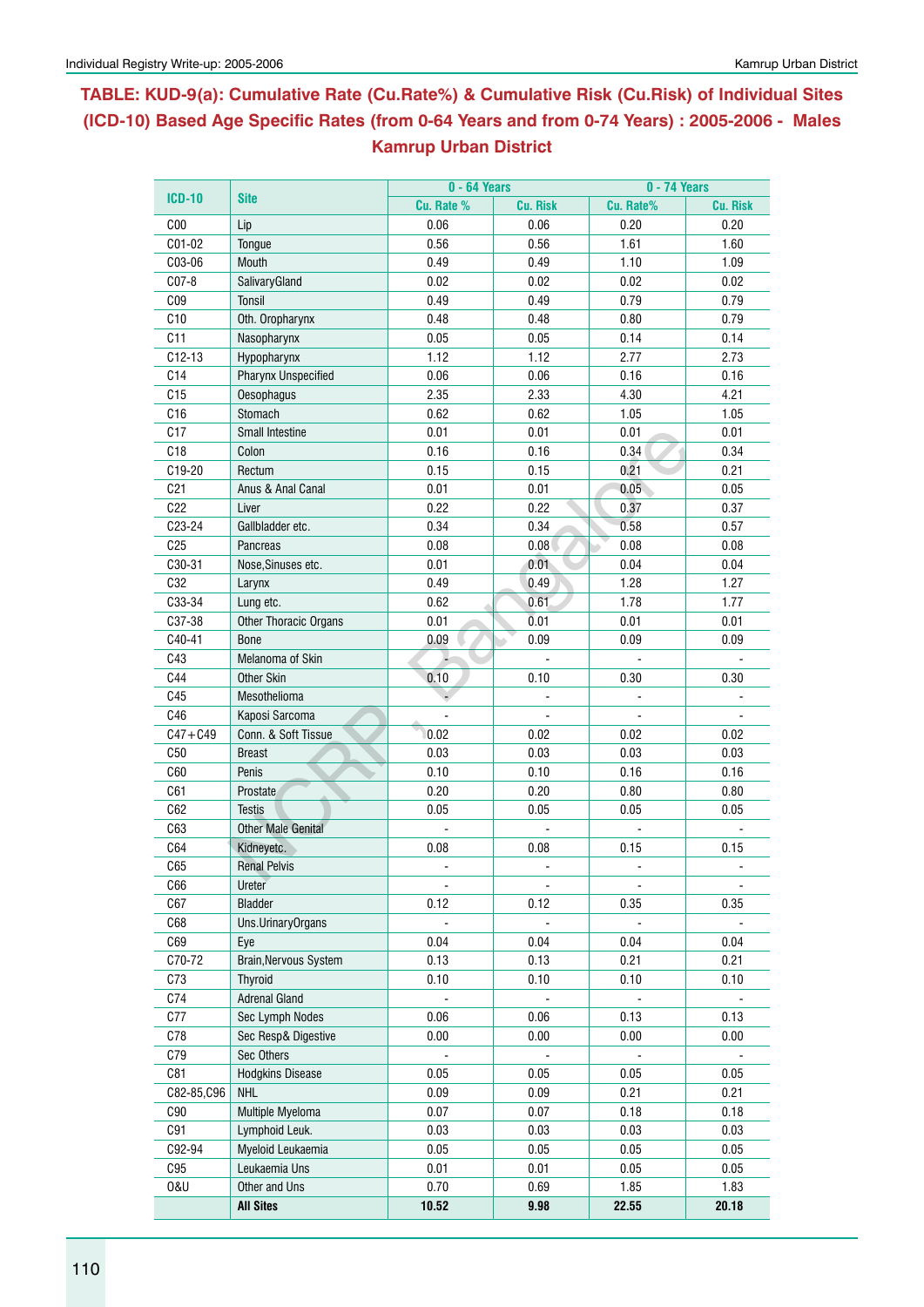## TABLE: KUD-9(a): Cumulative Rate (Cu.Rate%) & Cumulative Risk (Cu.Risk) of Individual Sites (ICD-10) Based Age Specific Rates (from 0-64 Years and from 0-74 Years) : 2005-2006 - Males Kamrup Urban District

| ICD-10 | Site | 0 - 64 Years | | 0 - 74 Years | |
|---|---|---|---|---|---|
| | | Cu. Rate % | Cu. Risk | Cu. Rate% | Cu. Risk |
| C00 | Lip | 0.06 | 0.06 | 0.20 | 0.20 |
| C01-02 | Tongue | 0.56 | 0.56 | 1.61 | 1.60 |
| C03-06 | Mouth | 0.49 | 0.49 | 1.10 | 1.09 |
| C07-8 | SalivaryGland | 0.02 | 0.02 | 0.02 | 0.02 |
| C09 | Tonsil | 0.49 | 0.49 | 0.79 | 0.79 |
| C10 | Oth. Oropharynx | 0.48 | 0.48 | 0.80 | 0.79 |
| C11 | Nasopharynx | 0.05 | 0.05 | 0.14 | 0.14 |
| C12-13 | Hypopharynx | 1.12 | 1.12 | 2.77 | 2.73 |
| C14 | Pharynx Unspecified | 0.06 | 0.06 | 0.16 | 0.16 |
| C15 | Oesophagus | 2.35 | 2.33 | 4.30 | 4.21 |
| C16 | Stomach | 0.62 | 0.62 | 1.05 | 1.05 |
| C17 | Small Intestine | 0.01 | 0.01 | 0.01 | 0.01 |
| C18 | Colon | 0.16 | 0.16 | 0.34 | 0.34 |
| C19-20 | Rectum | 0.15 | 0.15 | 0.21 | 0.21 |
| C21 | Anus & Anal Canal | 0.01 | 0.01 | 0.05 | 0.05 |
| C22 | Liver | 0.22 | 0.22 | 0.37 | 0.37 |
| C23-24 | Gallbladder etc. | 0.34 | 0.34 | 0.58 | 0.57 |
| C25 | Pancreas | 0.08 | 0.08 | 0.08 | 0.08 |
| C30-31 | Nose,Sinuses etc. | 0.01 | 0.01 | 0.04 | 0.04 |
| C32 | Larynx | 0.49 | 0.49 | 1.28 | 1.27 |
| C33-34 | Lung etc. | 0.62 | 0.61 | 1.78 | 1.77 |
| C37-38 | Other Thoracic Organs | 0.01 | 0.01 | 0.01 | 0.01 |
| C40-41 | Bone | 0.09 | 0.09 | 0.09 | 0.09 |
| C43 | Melanoma of Skin | - | - | - | - |
| C44 | Other Skin | 0.10 | 0.10 | 0.30 | 0.30 |
| C45 | Mesothelioma | - | - | - | - |
| C46 | Kaposi Sarcoma | - | - | - | - |
| C47+C49 | Conn. & Soft Tissue | 0.02 | 0.02 | 0.02 | 0.02 |
| C50 | Breast | 0.03 | 0.03 | 0.03 | 0.03 |
| C60 | Penis | 0.10 | 0.10 | 0.16 | 0.16 |
| C61 | Prostate | 0.20 | 0.20 | 0.80 | 0.80 |
| C62 | Testis | 0.05 | 0.05 | 0.05 | 0.05 |
| C63 | Other Male Genital | - | - | - | - |
| C64 | Kidneyetc. | 0.08 | 0.08 | 0.15 | 0.15 |
| C65 | Renal Pelvis | - | - | - | - |
| C66 | Ureter | - | - | - | - |
| C67 | Bladder | 0.12 | 0.12 | 0.35 | 0.35 |
| C68 | Uns.UrinaryOrgans | - | - | - | - |
| C69 | Eye | 0.04 | 0.04 | 0.04 | 0.04 |
| C70-72 | Brain,Nervous System | 0.13 | 0.13 | 0.21 | 0.21 |
| C73 | Thyroid | 0.10 | 0.10 | 0.10 | 0.10 |
| C74 | Adrenal Gland | - | - | - | - |
| C77 | Sec Lymph Nodes | 0.06 | 0.06 | 0.13 | 0.13 |
| C78 | Sec Resp& Digestive | 0.00 | 0.00 | 0.00 | 0.00 |
| C79 | Sec Others | - | - | - | - |
| C81 | Hodgkins Disease | 0.05 | 0.05 | 0.05 | 0.05 |
| C82-85,C96 | NHL | 0.09 | 0.09 | 0.21 | 0.21 |
| C90 | Multiple Myeloma | 0.07 | 0.07 | 0.18 | 0.18 |
| C91 | Lymphoid Leuk. | 0.03 | 0.03 | 0.03 | 0.03 |
| C92-94 | Myeloid Leukaemia | 0.05 | 0.05 | 0.05 | 0.05 |
| C95 | Leukaemia Uns | 0.01 | 0.01 | 0.05 | 0.05 |
| O&U | Other and Uns | 0.70 | 0.69 | 1.85 | 1.83 |
| | **All Sites** | **10.52** | **9.98** | **22.55** | **20.18** |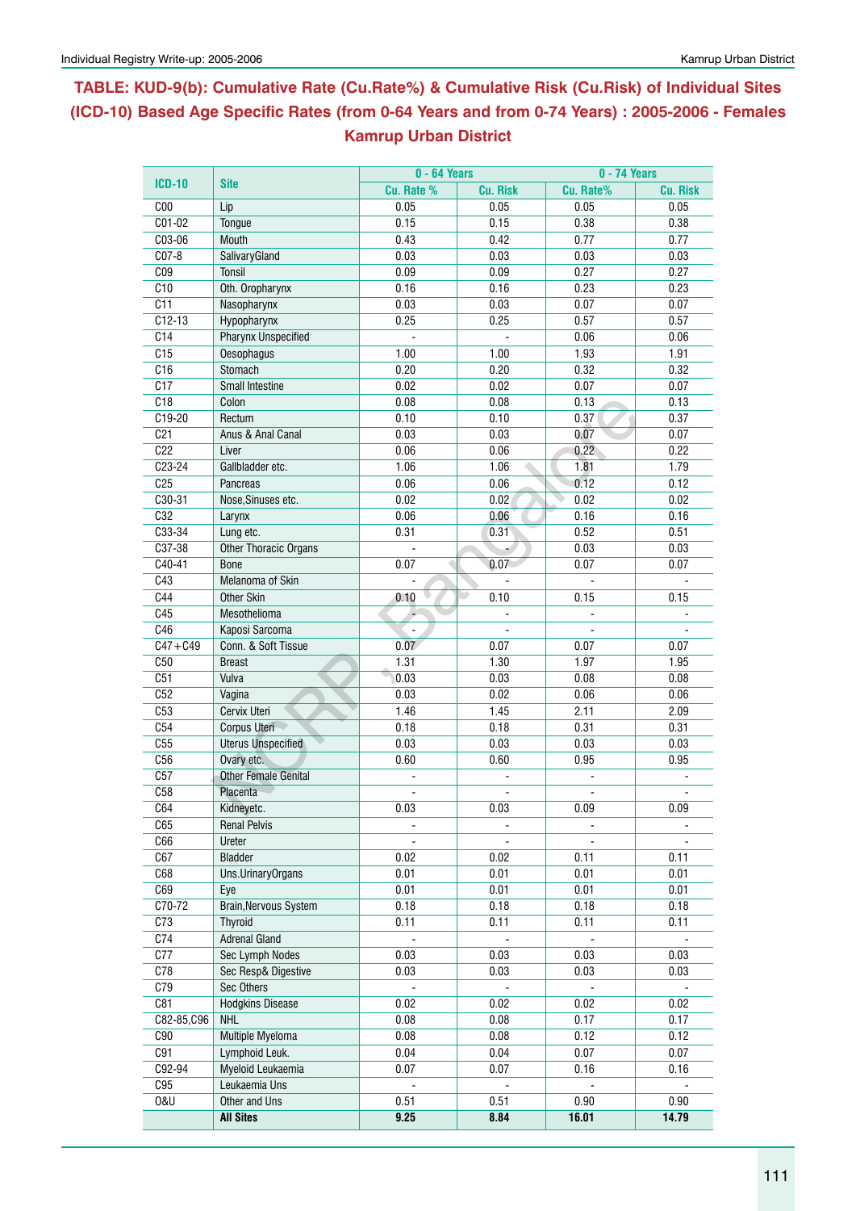## TABLE: KUD-9(b): Cumulative Rate (Cu.Rate%) & Cumulative Risk (Cu.Risk) of Individual Sites (ICD-10) Based Age Specific Rates (from 0-64 Years and from 0-74 Years) : 2005-2006 - Females Kamrup Urban District

| ICD-10 | Site | 0 - 64 Years | | 0 - 74 Years | |
|---|---|---|---|---|---|
| | | Cu. Rate % | Cu. Risk | Cu. Rate% | Cu. Risk |
| C00 | Lip | 0.05 | 0.05 | 0.05 | 0.05 |
| C01-02 | Tongue | 0.15 | 0.15 | 0.38 | 0.38 |
| C03-06 | Mouth | 0.43 | 0.42 | 0.77 | 0.77 |
| C07-8 | SalivaryGland | 0.03 | 0.03 | 0.03 | 0.03 |
| C09 | Tonsil | 0.09 | 0.09 | 0.27 | 0.27 |
| C10 | Oth. Oropharynx | 0.16 | 0.16 | 0.23 | 0.23 |
| C11 | Nasopharynx | 0.03 | 0.03 | 0.07 | 0.07 |
| C12-13 | Hypopharynx | 0.25 | 0.25 | 0.57 | 0.57 |
| C14 | Pharynx Unspecified | - | - | 0.06 | 0.06 |
| C15 | Oesophagus | 1.00 | 1.00 | 1.93 | 1.91 |
| C16 | Stomach | 0.20 | 0.20 | 0.32 | 0.32 |
| C17 | Small Intestine | 0.02 | 0.02 | 0.07 | 0.07 |
| C18 | Colon | 0.08 | 0.08 | 0.13 | 0.13 |
| C19-20 | Rectum | 0.10 | 0.10 | 0.37 | 0.37 |
| C21 | Anus & Anal Canal | 0.03 | 0.03 | 0.07 | 0.07 |
| C22 | Liver | 0.06 | 0.06 | 0.22 | 0.22 |
| C23-24 | Gallbladder etc. | 1.06 | 1.06 | 1.81 | 1.79 |
| C25 | Pancreas | 0.06 | 0.06 | 0.12 | 0.12 |
| C30-31 | Nose,Sinuses etc. | 0.02 | 0.02 | 0.02 | 0.02 |
| C32 | Larynx | 0.06 | 0.06 | 0.16 | 0.16 |
| C33-34 | Lung etc. | 0.31 | 0.31 | 0.52 | 0.51 |
| C37-38 | Other Thoracic Organs | - | - | 0.03 | 0.03 |
| C40-41 | Bone | 0.07 | 0.07 | 0.07 | 0.07 |
| C43 | Melanoma of Skin | - | - | - | - |
| C44 | Other Skin | 0.10 | 0.10 | 0.15 | 0.15 |
| C45 | Mesothelioma | - | - | - | - |
| C46 | Kaposi Sarcoma | - | - | - | - |
| C47+C49 | Conn. & Soft Tissue | 0.07 | 0.07 | 0.07 | 0.07 |
| C50 | Breast | 1.31 | 1.30 | 1.97 | 1.95 |
| C51 | Vulva | 0.03 | 0.03 | 0.08 | 0.08 |
| C52 | Vagina | 0.03 | 0.02 | 0.06 | 0.06 |
| C53 | Cervix Uteri | 1.46 | 1.45 | 2.11 | 2.09 |
| C54 | Corpus Uteri | 0.18 | 0.18 | 0.31 | 0.31 |
| C55 | Uterus Unspecified | 0.03 | 0.03 | 0.03 | 0.03 |
| C56 | Ovary etc. | 0.60 | 0.60 | 0.95 | 0.95 |
| C57 | Other Female Genital | - | - | - | - |
| C58 | Placenta | - | - | - | - |
| C64 | Kidneyetc. | 0.03 | 0.03 | 0.09 | 0.09 |
| C65 | Renal Pelvis | - | - | - | - |
| C66 | Ureter | - | - | - | - |
| C67 | Bladder | 0.02 | 0.02 | 0.11 | 0.11 |
| C68 | Uns.UrinaryOrgans | 0.01 | 0.01 | 0.01 | 0.01 |
| C69 | Eye | 0.01 | 0.01 | 0.01 | 0.01 |
| C70-72 | Brain,Nervous System | 0.18 | 0.18 | 0.18 | 0.18 |
| C73 | Thyroid | 0.11 | 0.11 | 0.11 | 0.11 |
| C74 | Adrenal Gland | - | - | - | - |
| C77 | Sec Lymph Nodes | 0.03 | 0.03 | 0.03 | 0.03 |
| C78 | Sec Resp& Digestive | 0.03 | 0.03 | 0.03 | 0.03 |
| C79 | Sec Others | - | - | - | - |
| C81 | Hodgkins Disease | 0.02 | 0.02 | 0.02 | 0.02 |
| C82-85,C96 | NHL | 0.08 | 0.08 | 0.17 | 0.17 |
| C90 | Multiple Myeloma | 0.08 | 0.08 | 0.12 | 0.12 |
| C91 | Lymphoid Leuk. | 0.04 | 0.04 | 0.07 | 0.07 |
| C92-94 | Myeloid Leukaemia | 0.07 | 0.07 | 0.16 | 0.16 |
| C95 | Leukaemia Uns | - | - | - | - |
| O&U | Other and Uns | 0.51 | 0.51 | 0.90 | 0.90 |
| | **All Sites** | **9.25** | **8.84** | **16.01** | **14.79** |